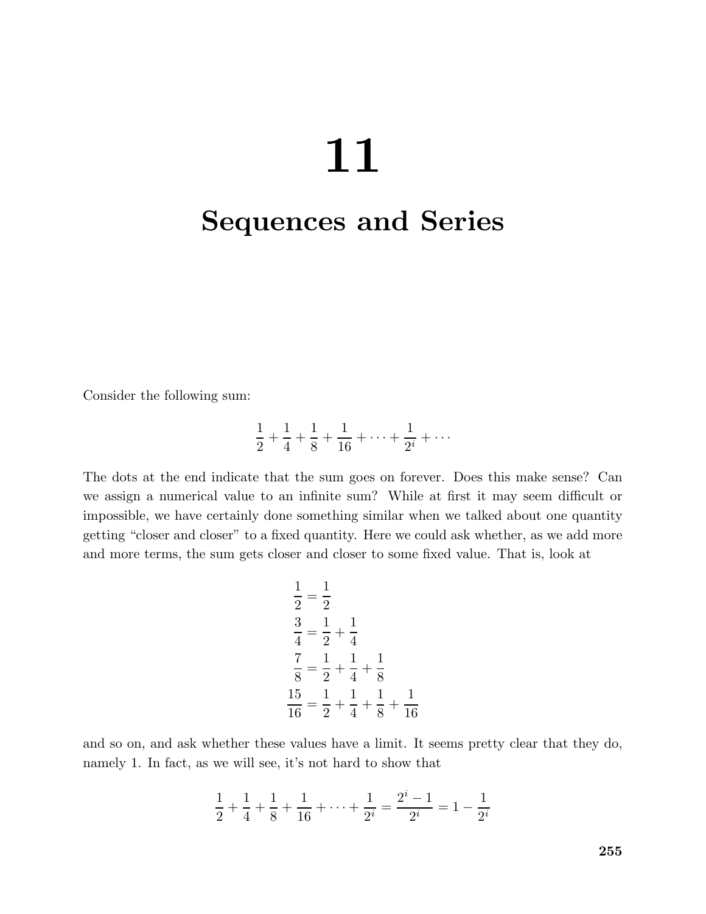# 11

# Sequences and Series

Consider the following sum:

$$\frac{1}{2} + \frac{1}{4} + \frac{1}{8} + \frac{1}{16} + \cdots + \frac{1}{2^i} + \cdots$$

The dots at the end indicate that the sum goes on forever. Does this make sense? Can we assign a numerical value to an infinite sum? While at first it may seem difficult or impossible, we have certainly done something similar when we talked about one quantity getting "closer and closer" to a fixed quantity. Here we could ask whether, as we add more and more terms, the sum gets closer and closer to some fixed value. That is, look at

$$\begin{aligned}
\frac{1}{2} &= \frac{1}{2} \\
\frac{3}{4} &= \frac{1}{2} + \frac{1}{4} \\
\frac{7}{8} &= \frac{1}{2} + \frac{1}{4} + \frac{1}{8} \\
\frac{15}{16} &= \frac{1}{2} + \frac{1}{4} + \frac{1}{8} + \frac{1}{16}
\end{aligned}$$

and so on, and ask whether these values have a limit. It seems pretty clear that they do, namely 1. In fact, as we will see, it's not hard to show that

$$\frac{1}{2} + \frac{1}{4} + \frac{1}{8} + \frac{1}{16} + \cdots + \frac{1}{2^i} = \frac{2^i - 1}{2^i} = 1 - \frac{1}{2^i}$$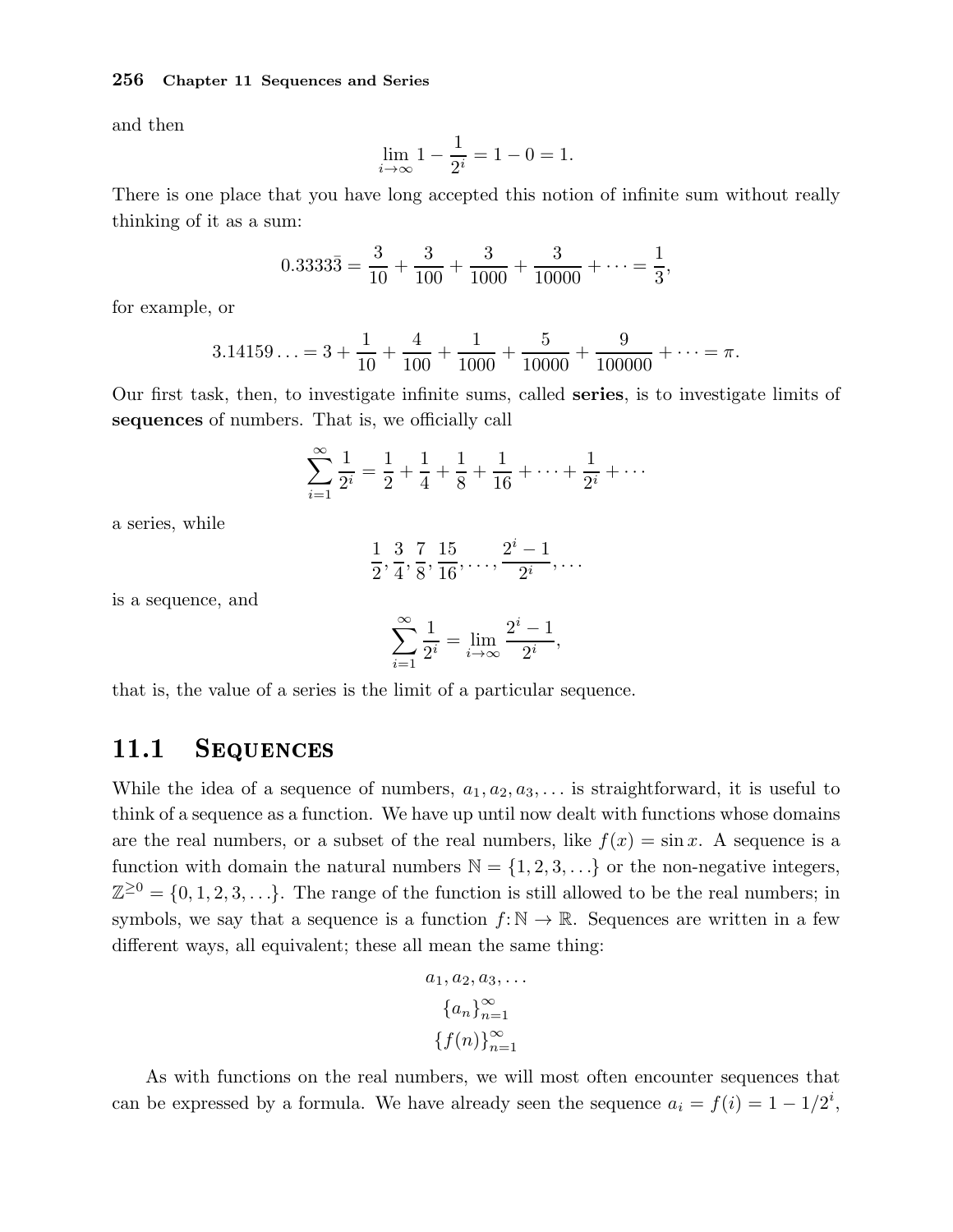and then

$$\lim_{i\to\infty} 1 - \frac{1}{2^i} = 1 - 0 = 1.$$

There is one place that you have long accepted this notion of infinite sum without really thinking of it as a sum:

$$0.3333\bar{3} = \frac{3}{10} + \frac{3}{100} + \frac{3}{1000} + \frac{3}{10000} + \cdots = \frac{1}{3},$$

for example, or

$$3.14159\ldots = 3 + \frac{1}{10} + \frac{4}{100} + \frac{1}{1000} + \frac{5}{10000} + \frac{9}{100000} + \cdots = \pi.$$

Our first task, then, to investigate infinite sums, called **series**, is to investigate limits of **sequences** of numbers. That is, we officially call

$$\sum_{i=1}^{\infty} \frac{1}{2^i} = \frac{1}{2} + \frac{1}{4} + \frac{1}{8} + \frac{1}{16} + \cdots + \frac{1}{2^i} + \cdots$$

a series, while

$$\frac{1}{2}, \frac{3}{4}, \frac{7}{8}, \frac{15}{16}, \ldots, \frac{2^i - 1}{2^i}, \ldots$$

is a sequence, and

$$\sum_{i=1}^{\infty} \frac{1}{2^i} = \lim_{i\to\infty} \frac{2^i - 1}{2^i},$$

that is, the value of a series is the limit of a particular sequence.

## 11.1 Sequences

While the idea of a sequence of numbers, $a_1, a_2, a_3, \ldots$ is straightforward, it is useful to think of a sequence as a function. We have up until now dealt with functions whose domains are the real numbers, or a subset of the real numbers, like $f(x) = \sin x$. A sequence is a function with domain the natural numbers $\mathbb{N} = \{1, 2, 3, \ldots\}$ or the non-negative integers, $\mathbb{Z}^{\geq 0} = \{0, 1, 2, 3, \ldots\}$. The range of the function is still allowed to be the real numbers; in symbols, we say that a sequence is a function $f\colon \mathbb{N} \to \mathbb{R}$. Sequences are written in a few different ways, all equivalent; these all mean the same thing:

$$a_1, a_2, a_3, \ldots$$

$$\{a_n\}_{n=1}^{\infty}$$

$$\{f(n)\}_{n=1}^{\infty}$$

As with functions on the real numbers, we will most often encounter sequences that can be expressed by a formula. We have already seen the sequence $a_i = f(i) = 1 - 1/2^i$,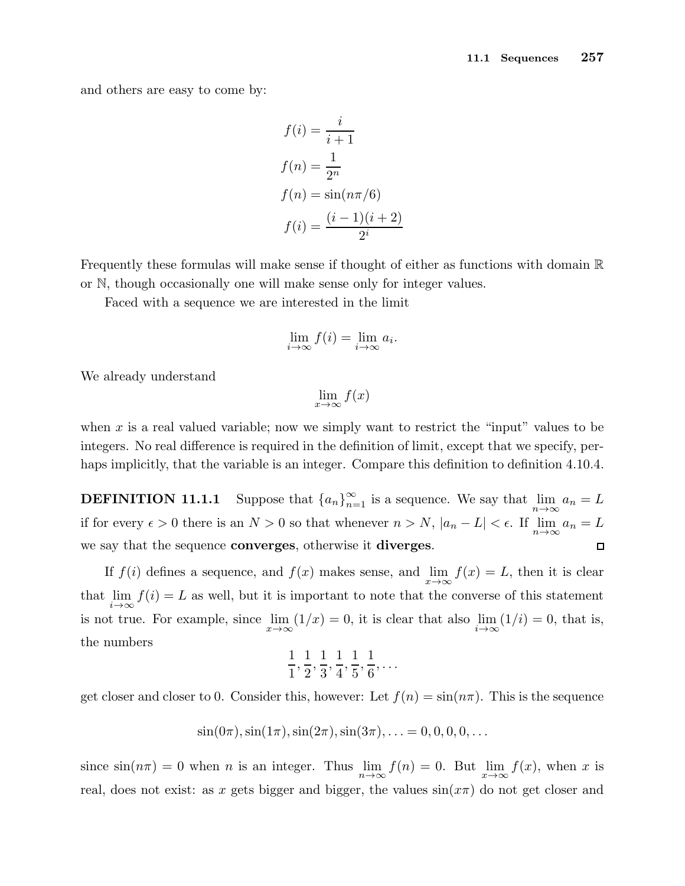and others are easy to come by:

$$
\begin{aligned}
f(i) &= \frac{i}{i+1} \\
f(n) &= \frac{1}{2^n} \\
f(n) &= \sin(n\pi/6) \\
f(i) &= \frac{(i-1)(i+2)}{2^i}
\end{aligned}
$$

Frequently these formulas will make sense if thought of either as functions with domain $\mathbb{R}$ or $\mathbb{N}$, though occasionally one will make sense only for integer values.

Faced with a sequence we are interested in the limit

$$\lim_{i\to\infty} f(i) = \lim_{i\to\infty} a_i.$$

We already understand

$$\lim_{x\to\infty} f(x)$$

when $x$ is a real valued variable; now we simply want to restrict the "input" values to be integers. No real difference is required in the definition of limit, except that we specify, perhaps implicitly, that the variable is an integer. Compare this definition to definition 4.10.4.

**DEFINITION 11.1.1** Suppose that $\{a_n\}_{n=1}^{\infty}$ is a sequence. We say that $\lim_{n\to\infty} a_n = L$ if for every $\epsilon > 0$ there is an $N > 0$ so that whenever $n > N$, $|a_n - L| < \epsilon$. If $\lim_{n\to\infty} a_n = L$ we say that the sequence **converges**, otherwise it **diverges**. □

If $f(i)$ defines a sequence, and $f(x)$ makes sense, and $\lim_{x\to\infty} f(x) = L$, then it is clear that $\lim_{i\to\infty} f(i) = L$ as well, but it is important to note that the converse of this statement is not true. For example, since $\lim_{x\to\infty}(1/x) = 0$, it is clear that also $\lim_{i\to\infty}(1/i) = 0$, that is, the numbers

$$\frac{1}{1}, \frac{1}{2}, \frac{1}{3}, \frac{1}{4}, \frac{1}{5}, \frac{1}{6}, \ldots$$

get closer and closer to 0. Consider this, however: Let $f(n) = \sin(n\pi)$. This is the sequence

$$\sin(0\pi), \sin(1\pi), \sin(2\pi), \sin(3\pi), \ldots = 0, 0, 0, 0, \ldots$$

since $\sin(n\pi) = 0$ when $n$ is an integer. Thus $\lim_{n\to\infty} f(n) = 0$. But $\lim_{x\to\infty} f(x)$, when $x$ is real, does not exist: as $x$ gets bigger and bigger, the values $\sin(x\pi)$ do not get closer and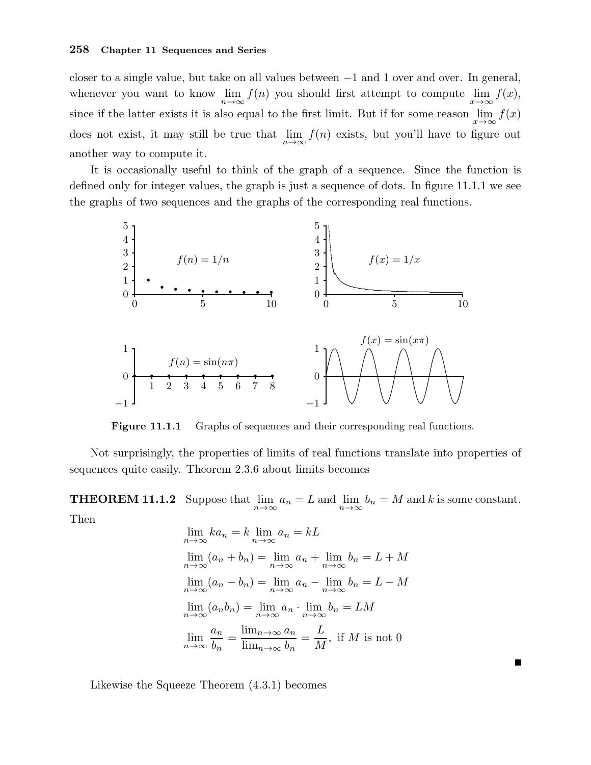closer to a single value, but take on all values between $-1$ and 1 over and over. In general, whenever you want to know $\lim_{n\to\infty} f(n)$ you should first attempt to compute $\lim_{x\to\infty} f(x)$, since if the latter exists it is also equal to the first limit. But if for some reason $\lim_{x\to\infty} f(x)$ does not exist, it may still be true that $\lim_{n\to\infty} f(n)$ exists, but you'll have to figure out another way to compute it.

It is occasionally useful to think of the graph of a sequence. Since the function is defined only for integer values, the graph is just a sequence of dots. In figure 11.1.1 we see the graphs of two sequences and the graphs of the corresponding real functions.

**Figure 11.1.1** Graphs of sequences and their corresponding real functions.

Not surprisingly, the properties of limits of real functions translate into properties of sequences quite easily. Theorem 2.3.6 about limits becomes

**THEOREM 11.1.2** Suppose that $\lim_{n\to\infty} a_n = L$ and $\lim_{n\to\infty} b_n = M$ and $k$ is some constant. Then

$$\lim_{n\to\infty} ka_n = k \lim_{n\to\infty} a_n = kL$$

$$\lim_{n\to\infty} (a_n + b_n) = \lim_{n\to\infty} a_n + \lim_{n\to\infty} b_n = L + M$$

$$\lim_{n\to\infty} (a_n - b_n) = \lim_{n\to\infty} a_n - \lim_{n\to\infty} b_n = L - M$$

$$\lim_{n\to\infty} (a_n b_n) = \lim_{n\to\infty} a_n \cdot \lim_{n\to\infty} b_n = LM$$

$$\lim_{n\to\infty} \frac{a_n}{b_n} = \frac{\lim_{n\to\infty} a_n}{\lim_{n\to\infty} b_n} = \frac{L}{M}, \text{ if } M \text{ is not } 0$$

∎

Likewise the Squeeze Theorem (4.3.1) becomes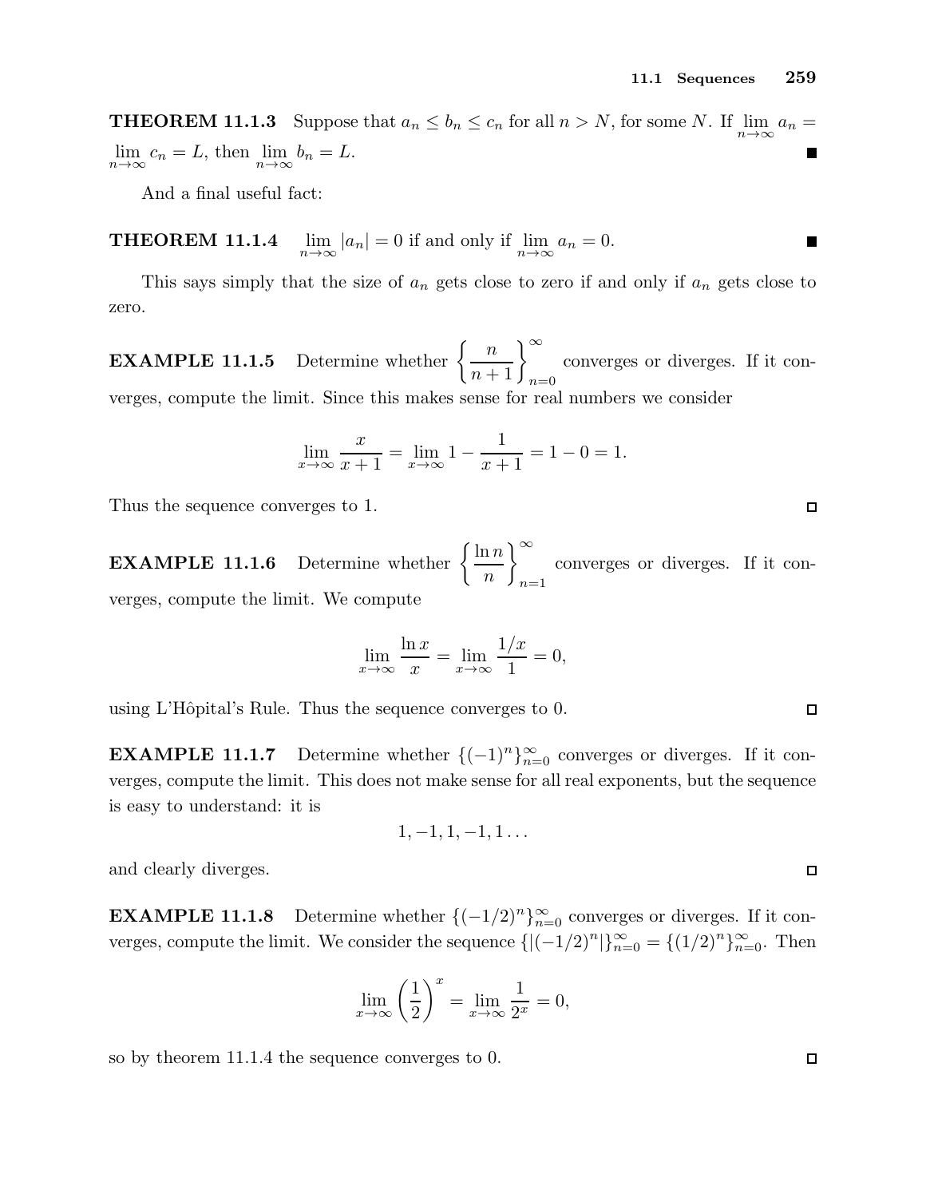**THEOREM 11.1.3** Suppose that $a_n \le b_n \le c_n$ for all $n > N$, for some $N$. If $\lim_{n\to\infty} a_n = \lim_{n\to\infty} c_n = L$, then $\lim_{n\to\infty} b_n = L$. ■

And a final useful fact:

**THEOREM 11.1.4** $\lim_{n\to\infty} |a_n| = 0$ if and only if $\lim_{n\to\infty} a_n = 0$. ■

This says simply that the size of $a_n$ gets close to zero if and only if $a_n$ gets close to zero.

**EXAMPLE 11.1.5** Determine whether $\left\{\dfrac{n}{n+1}\right\}_{n=0}^{\infty}$ converges or diverges. If it converges, compute the limit. Since this makes sense for real numbers we consider

$$\lim_{x\to\infty} \frac{x}{x+1} = \lim_{x\to\infty} 1 - \frac{1}{x+1} = 1 - 0 = 1.$$

Thus the sequence converges to 1. □

**EXAMPLE 11.1.6** Determine whether $\left\{\dfrac{\ln n}{n}\right\}_{n=1}^{\infty}$ converges or diverges. If it converges, compute the limit. We compute

$$\lim_{x\to\infty} \frac{\ln x}{x} = \lim_{x\to\infty} \frac{1/x}{1} = 0,$$

using L'Hôpital's Rule. Thus the sequence converges to 0. □

**EXAMPLE 11.1.7** Determine whether $\{(-1)^n\}_{n=0}^{\infty}$ converges or diverges. If it converges, compute the limit. This does not make sense for all real exponents, but the sequence is easy to understand: it is

$$1, -1, 1, -1, 1 \ldots$$

and clearly diverges. □

**EXAMPLE 11.1.8** Determine whether $\{(-1/2)^n\}_{n=0}^{\infty}$ converges or diverges. If it converges, compute the limit. We consider the sequence $\{|(-1/2)^n|\}_{n=0}^{\infty} = \{(1/2)^n\}_{n=0}^{\infty}$. Then

$$\lim_{x\to\infty} \left(\frac{1}{2}\right)^x = \lim_{x\to\infty} \frac{1}{2^x} = 0,$$

so by theorem 11.1.4 the sequence converges to 0. □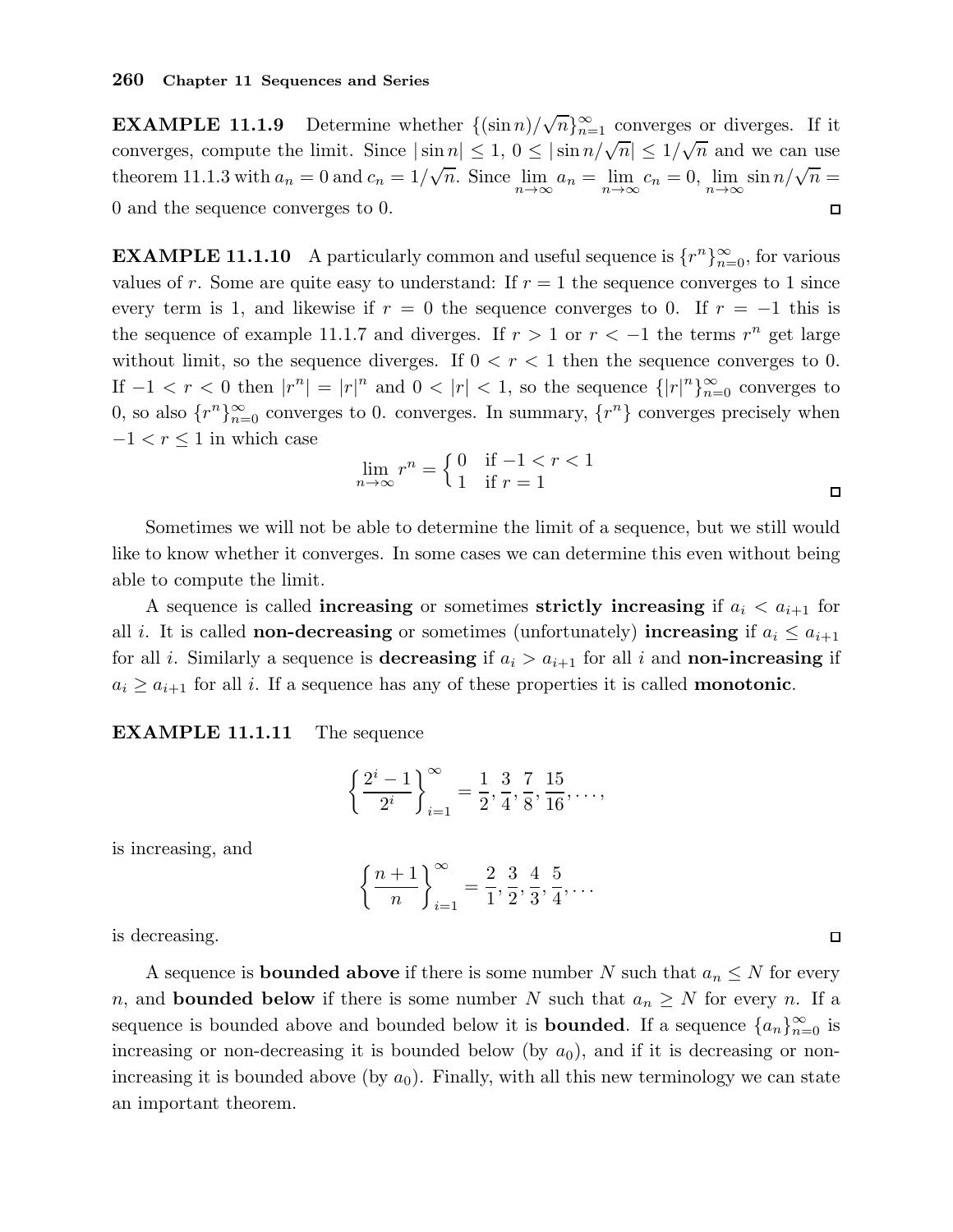**EXAMPLE 11.1.9** Determine whether $\{(\sin n)/\sqrt{n}\}_{n=1}^{\infty}$ converges or diverges. If it converges, compute the limit. Since $|\sin n| \le 1$, $0 \le |\sin n/\sqrt{n}| \le 1/\sqrt{n}$ and we can use theorem 11.1.3 with $a_n = 0$ and $c_n = 1/\sqrt{n}$. Since $\lim_{n\to\infty} a_n = \lim_{n\to\infty} c_n = 0$, $\lim_{n\to\infty} \sin n/\sqrt{n} = 0$ and the sequence converges to 0. □

**EXAMPLE 11.1.10** A particularly common and useful sequence is $\{r^n\}_{n=0}^{\infty}$, for various values of $r$. Some are quite easy to understand: If $r = 1$ the sequence converges to 1 since every term is 1, and likewise if $r = 0$ the sequence converges to 0. If $r = -1$ this is the sequence of example 11.1.7 and diverges. If $r > 1$ or $r < -1$ the terms $r^n$ get large without limit, so the sequence diverges. If $0 < r < 1$ then the sequence converges to 0. If $-1 < r < 0$ then $|r^n| = |r|^n$ and $0 < |r| < 1$, so the sequence $\{|r|^n\}_{n=0}^{\infty}$ converges to 0, so also $\{r^n\}_{n=0}^{\infty}$ converges to 0. converges. In summary, $\{r^n\}$ converges precisely when $-1 < r \le 1$ in which case

$$\lim_{n\to\infty} r^n = \begin{cases} 0 & \text{if } -1 < r < 1 \\ 1 & \text{if } r = 1 \end{cases}$$

□

Sometimes we will not be able to determine the limit of a sequence, but we still would like to know whether it converges. In some cases we can determine this even without being able to compute the limit.

A sequence is called **increasing** or sometimes **strictly increasing** if $a_i < a_{i+1}$ for all $i$. It is called **non-decreasing** or sometimes (unfortunately) **increasing** if $a_i \le a_{i+1}$ for all $i$. Similarly a sequence is **decreasing** if $a_i > a_{i+1}$ for all $i$ and **non-increasing** if $a_i \ge a_{i+1}$ for all $i$. If a sequence has any of these properties it is called **monotonic**.

**EXAMPLE 11.1.11** The sequence

$$\left\{\frac{2^i - 1}{2^i}\right\}_{i=1}^{\infty} = \frac{1}{2}, \frac{3}{4}, \frac{7}{8}, \frac{15}{16}, \ldots,$$

is increasing, and

$$\left\{\frac{n+1}{n}\right\}_{i=1}^{\infty} = \frac{2}{1}, \frac{3}{2}, \frac{4}{3}, \frac{5}{4}, \ldots$$

is decreasing. □

A sequence is **bounded above** if there is some number $N$ such that $a_n \le N$ for every $n$, and **bounded below** if there is some number $N$ such that $a_n \ge N$ for every $n$. If a sequence is bounded above and bounded below it is **bounded**. If a sequence $\{a_n\}_{n=0}^{\infty}$ is increasing or non-decreasing it is bounded below (by $a_0$), and if it is decreasing or non-increasing it is bounded above (by $a_0$). Finally, with all this new terminology we can state an important theorem.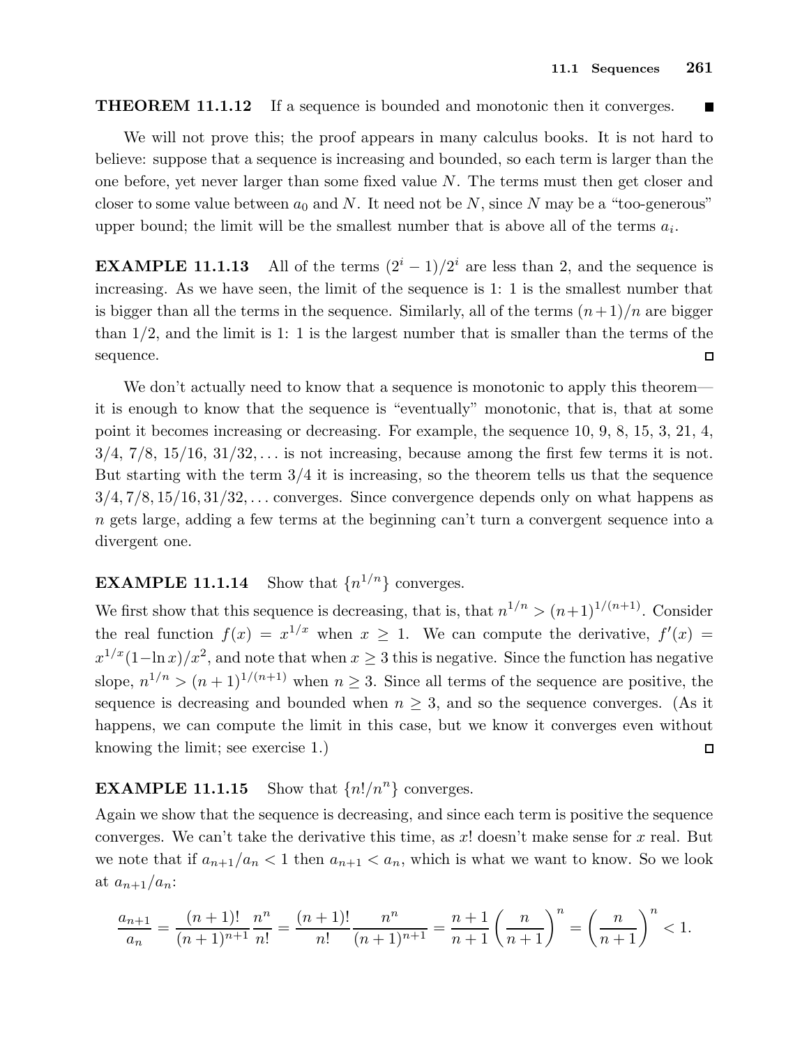**THEOREM 11.1.12** If a sequence is bounded and monotonic then it converges. ■

We will not prove this; the proof appears in many calculus books. It is not hard to believe: suppose that a sequence is increasing and bounded, so each term is larger than the one before, yet never larger than some fixed value $N$. The terms must then get closer and closer to some value between $a_0$ and $N$. It need not be $N$, since $N$ may be a "too-generous" upper bound; the limit will be the smallest number that is above all of the terms $a_i$.

**EXAMPLE 11.1.13** All of the terms $(2^i - 1)/2^i$ are less than 2, and the sequence is increasing. As we have seen, the limit of the sequence is 1: 1 is the smallest number that is bigger than all the terms in the sequence. Similarly, all of the terms $(n+1)/n$ are bigger than $1/2$, and the limit is 1: 1 is the largest number that is smaller than the terms of the sequence. □

We don't actually need to know that a sequence is monotonic to apply this theorem—it is enough to know that the sequence is "eventually" monotonic, that is, that at some point it becomes increasing or decreasing. For example, the sequence 10, 9, 8, 15, 3, 21, 4, $3/4$, $7/8$, $15/16$, $31/32, \ldots$ is not increasing, because among the first few terms it is not. But starting with the term $3/4$ it is increasing, so the theorem tells us that the sequence $3/4, 7/8, 15/16, 31/32, \ldots$ converges. Since convergence depends only on what happens as $n$ gets large, adding a few terms at the beginning can't turn a convergent sequence into a divergent one.

**EXAMPLE 11.1.14** Show that $\{n^{1/n}\}$ converges.

We first show that this sequence is decreasing, that is, that $n^{1/n} > (n+1)^{1/(n+1)}$. Consider the real function $f(x) = x^{1/x}$ when $x \geq 1$. We can compute the derivative, $f'(x) = x^{1/x}(1 - \ln x)/x^2$, and note that when $x \geq 3$ this is negative. Since the function has negative slope, $n^{1/n} > (n+1)^{1/(n+1)}$ when $n \geq 3$. Since all terms of the sequence are positive, the sequence is decreasing and bounded when $n \geq 3$, and so the sequence converges. (As it happens, we can compute the limit in this case, but we know it converges even without knowing the limit; see exercise 1.) □

**EXAMPLE 11.1.15** Show that $\{n!/n^n\}$ converges.

Again we show that the sequence is decreasing, and since each term is positive the sequence converges. We can't take the derivative this time, as $x!$ doesn't make sense for $x$ real. But we note that if $a_{n+1}/a_n < 1$ then $a_{n+1} < a_n$, which is what we want to know. So we look at $a_{n+1}/a_n$:

$$\frac{a_{n+1}}{a_n} = \frac{(n+1)!}{(n+1)^{n+1}} \frac{n^n}{n!} = \frac{(n+1)!}{n!} \frac{n^n}{(n+1)^{n+1}} = \frac{n+1}{n+1} \left(\frac{n}{n+1}\right)^n = \left(\frac{n}{n+1}\right)^n < 1.$$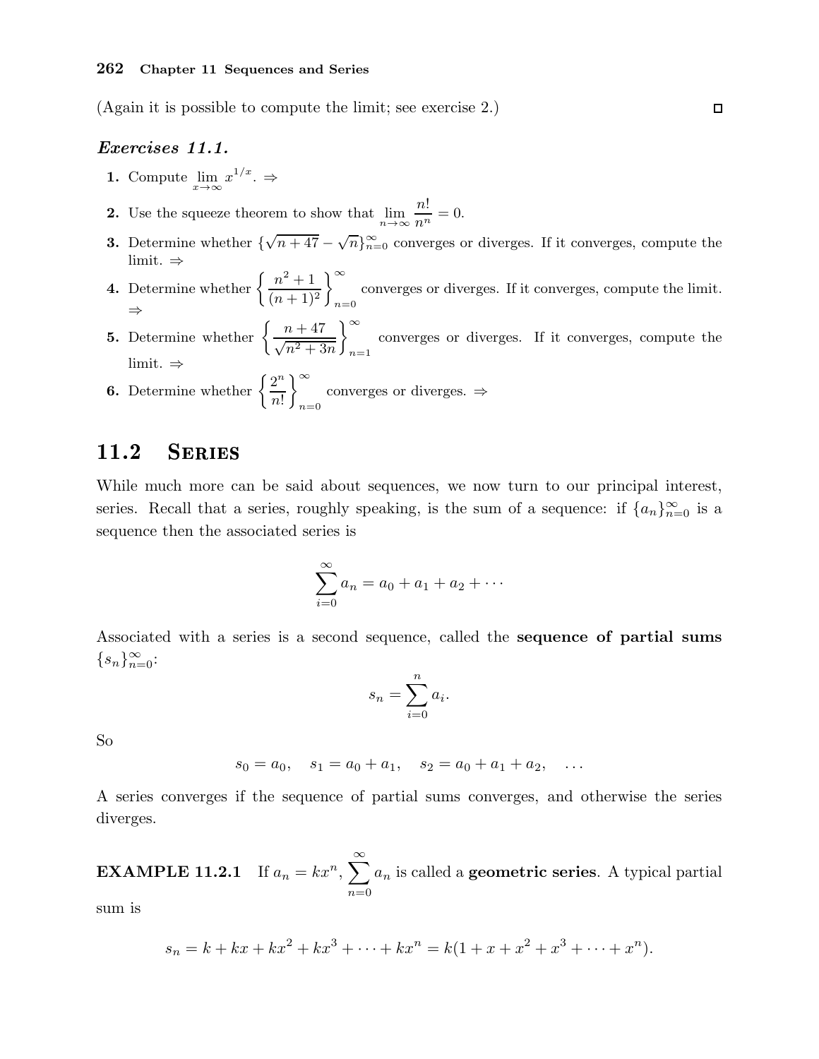(Again it is possible to compute the limit; see exercise 2.) □

### *Exercises 11.1.*

1. Compute $\lim_{x\to\infty} x^{1/x}$. ⇒
2. Use the squeeze theorem to show that $\lim_{n\to\infty} \frac{n!}{n^n} = 0$.
3. Determine whether $\{\sqrt{n+47} - \sqrt{n}\}_{n=0}^{\infty}$ converges or diverges. If it converges, compute the limit. ⇒
4. Determine whether $\left\{\frac{n^2+1}{(n+1)^2}\right\}_{n=0}^{\infty}$ converges or diverges. If it converges, compute the limit. ⇒
5. Determine whether $\left\{\frac{n+47}{\sqrt{n^2+3n}}\right\}_{n=1}^{\infty}$ converges or diverges. If it converges, compute the limit. ⇒
6. Determine whether $\left\{\frac{2^n}{n!}\right\}_{n=0}^{\infty}$ converges or diverges. ⇒

## 11.2 Series

While much more can be said about sequences, we now turn to our principal interest, series. Recall that a series, roughly speaking, is the sum of a sequence: if $\{a_n\}_{n=0}^{\infty}$ is a sequence then the associated series is

$$\sum_{i=0}^{\infty} a_n = a_0 + a_1 + a_2 + \cdots$$

Associated with a series is a second sequence, called the **sequence of partial sums** $\{s_n\}_{n=0}^{\infty}$:

$$s_n = \sum_{i=0}^{n} a_i.$$

So

$$s_0 = a_0, \quad s_1 = a_0 + a_1, \quad s_2 = a_0 + a_1 + a_2, \quad \ldots$$

A series converges if the sequence of partial sums converges, and otherwise the series diverges.

**EXAMPLE 11.2.1** If $a_n = kx^n$, $\sum_{n=0}^{\infty} a_n$ is called a **geometric series**. A typical partial sum is

$$s_n = k + kx + kx^2 + kx^3 + \cdots + kx^n = k(1 + x + x^2 + x^3 + \cdots + x^n).$$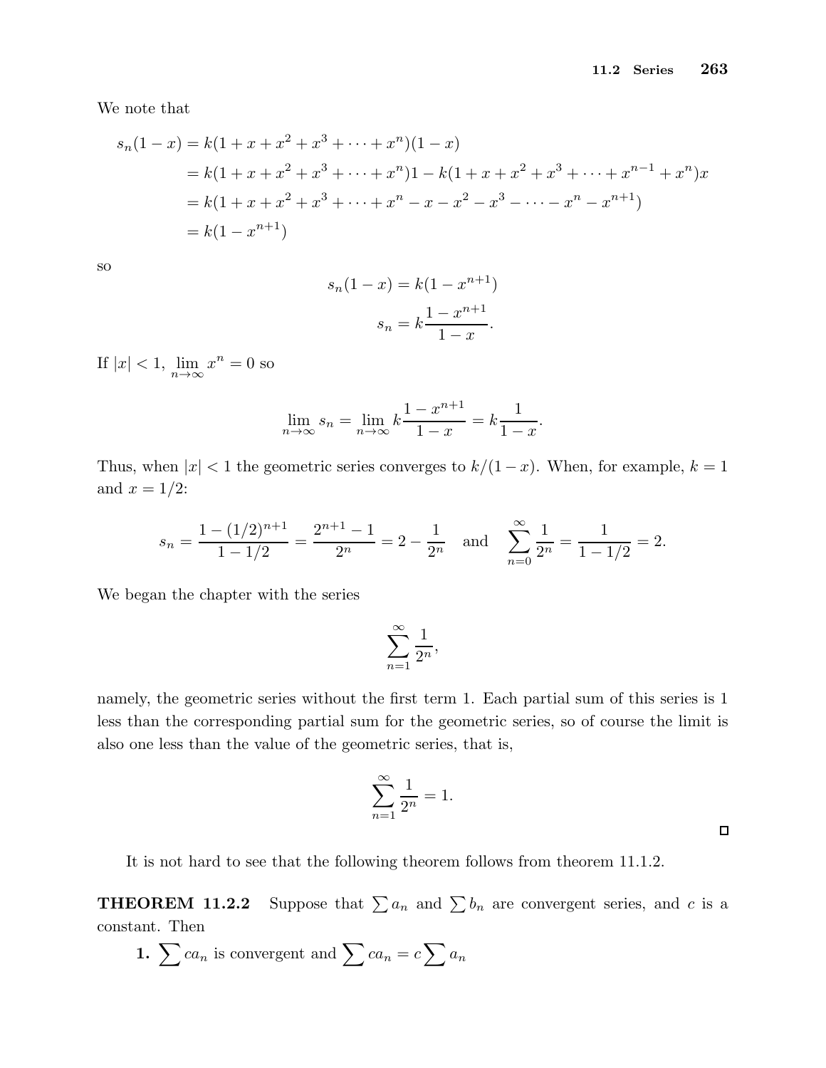We note that

$$
\begin{aligned}
s_n(1-x) &= k(1+x+x^2+x^3+\cdots+x^n)(1-x) \\
&= k(1+x+x^2+x^3+\cdots+x^n)1 - k(1+x+x^2+x^3+\cdots+x^{n-1}+x^n)x \\
&= k(1+x+x^2+x^3+\cdots+x^n - x - x^2 - x^3 - \cdots - x^n - x^{n+1}) \\
&= k(1-x^{n+1})
\end{aligned}
$$

so

$$
\begin{aligned}
s_n(1-x) &= k(1-x^{n+1}) \\
s_n &= k\frac{1-x^{n+1}}{1-x}.
\end{aligned}
$$

If $|x| < 1$, $\lim_{n\to\infty} x^n = 0$ so

$$
\lim_{n\to\infty} s_n = \lim_{n\to\infty} k\frac{1-x^{n+1}}{1-x} = k\frac{1}{1-x}.
$$

Thus, when $|x| < 1$ the geometric series converges to $k/(1-x)$. When, for example, $k=1$ and $x = 1/2$:

$$
s_n = \frac{1-(1/2)^{n+1}}{1-1/2} = \frac{2^{n+1}-1}{2^n} = 2 - \frac{1}{2^n} \quad \text{and} \quad \sum_{n=0}^{\infty} \frac{1}{2^n} = \frac{1}{1-1/2} = 2.
$$

We began the chapter with the series

$$
\sum_{n=1}^{\infty} \frac{1}{2^n},
$$

namely, the geometric series without the first term 1. Each partial sum of this series is 1 less than the corresponding partial sum for the geometric series, so of course the limit is also one less than the value of the geometric series, that is,

$$
\sum_{n=1}^{\infty} \frac{1}{2^n} = 1.
$$

□

It is not hard to see that the following theorem follows from theorem 11.1.2.

**THEOREM 11.2.2** Suppose that $\sum a_n$ and $\sum b_n$ are convergent series, and $c$ is a constant. Then

**1.** $\sum ca_n$ is convergent and $\sum ca_n = c\sum a_n$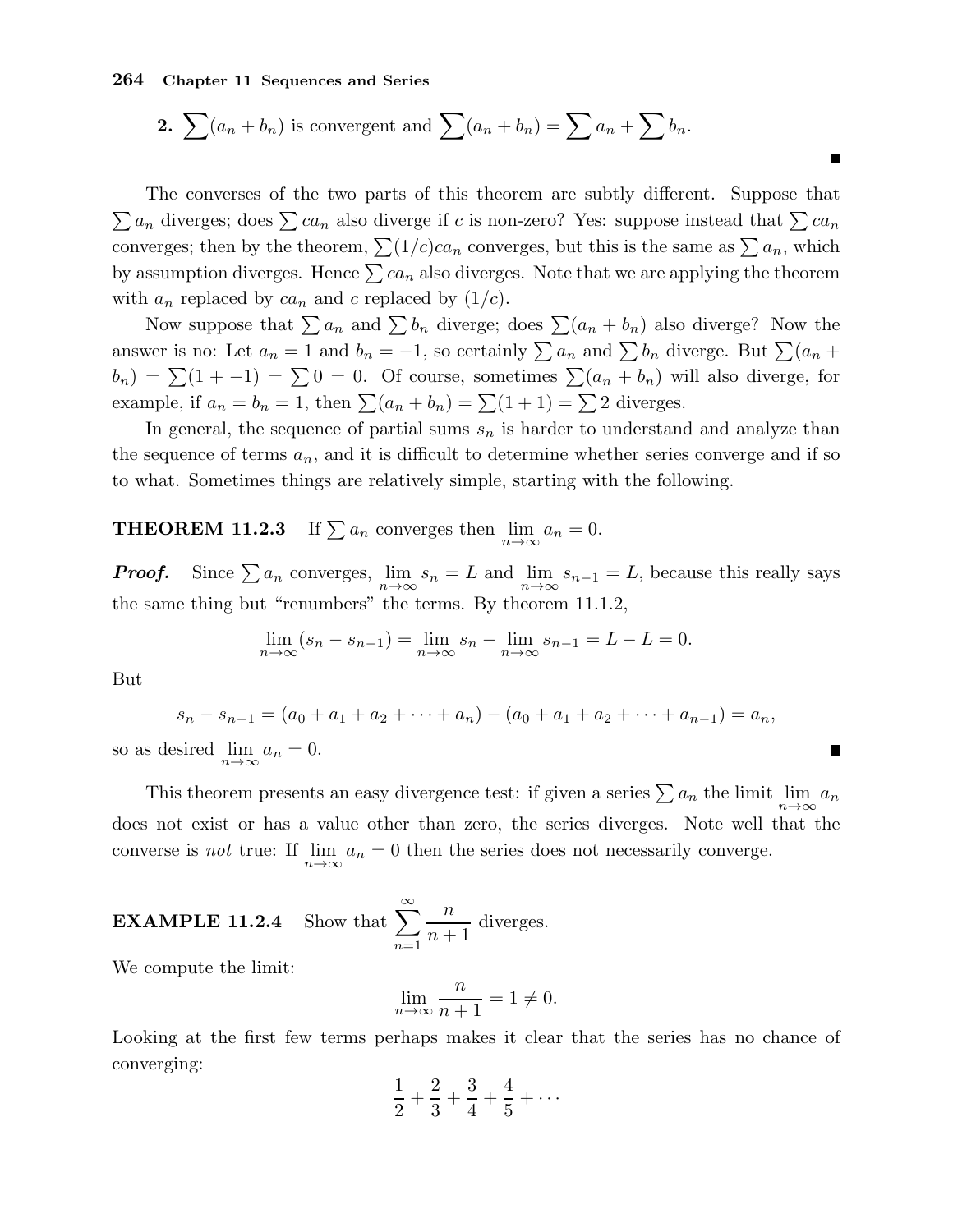**2.** $\sum(a_n + b_n)$ is convergent and $\sum(a_n + b_n) = \sum a_n + \sum b_n$. ■

The converses of the two parts of this theorem are subtly different. Suppose that $\sum a_n$ diverges; does $\sum ca_n$ also diverge if $c$ is non-zero? Yes: suppose instead that $\sum ca_n$ converges; then by the theorem, $\sum(1/c)ca_n$ converges, but this is the same as $\sum a_n$, which by assumption diverges. Hence $\sum ca_n$ also diverges. Note that we are applying the theorem with $a_n$ replaced by $ca_n$ and $c$ replaced by $(1/c)$.

Now suppose that $\sum a_n$ and $\sum b_n$ diverge; does $\sum(a_n + b_n)$ also diverge? Now the answer is no: Let $a_n = 1$ and $b_n = -1$, so certainly $\sum a_n$ and $\sum b_n$ diverge. But $\sum(a_n + b_n) = \sum(1 + -1) = \sum 0 = 0$. Of course, sometimes $\sum(a_n + b_n)$ will also diverge, for example, if $a_n = b_n = 1$, then $\sum(a_n + b_n) = \sum(1 + 1) = \sum 2$ diverges.

In general, the sequence of partial sums $s_n$ is harder to understand and analyze than the sequence of terms $a_n$, and it is difficult to determine whether series converge and if so to what. Sometimes things are relatively simple, starting with the following.

**THEOREM 11.2.3** If $\sum a_n$ converges then $\lim_{n\to\infty} a_n = 0$.

***Proof.*** Since $\sum a_n$ converges, $\lim_{n\to\infty} s_n = L$ and $\lim_{n\to\infty} s_{n-1} = L$, because this really says the same thing but "renumbers" the terms. By theorem 11.1.2,

$$\lim_{n\to\infty}(s_n - s_{n-1}) = \lim_{n\to\infty} s_n - \lim_{n\to\infty} s_{n-1} = L - L = 0.$$

But

$$s_n - s_{n-1} = (a_0 + a_1 + a_2 + \cdots + a_n) - (a_0 + a_1 + a_2 + \cdots + a_{n-1}) = a_n,$$

so as desired $\lim_{n\to\infty} a_n = 0$. ■

This theorem presents an easy divergence test: if given a series $\sum a_n$ the limit $\lim_{n\to\infty} a_n$ does not exist or has a value other than zero, the series diverges. Note well that the converse is *not* true: If $\lim_{n\to\infty} a_n = 0$ then the series does not necessarily converge.

**EXAMPLE 11.2.4** Show that $\displaystyle\sum_{n=1}^{\infty} \frac{n}{n+1}$ diverges.

We compute the limit:

$$\lim_{n\to\infty} \frac{n}{n+1} = 1 \neq 0.$$

Looking at the first few terms perhaps makes it clear that the series has no chance of converging:

$$\frac{1}{2} + \frac{2}{3} + \frac{3}{4} + \frac{4}{5} + \cdots$$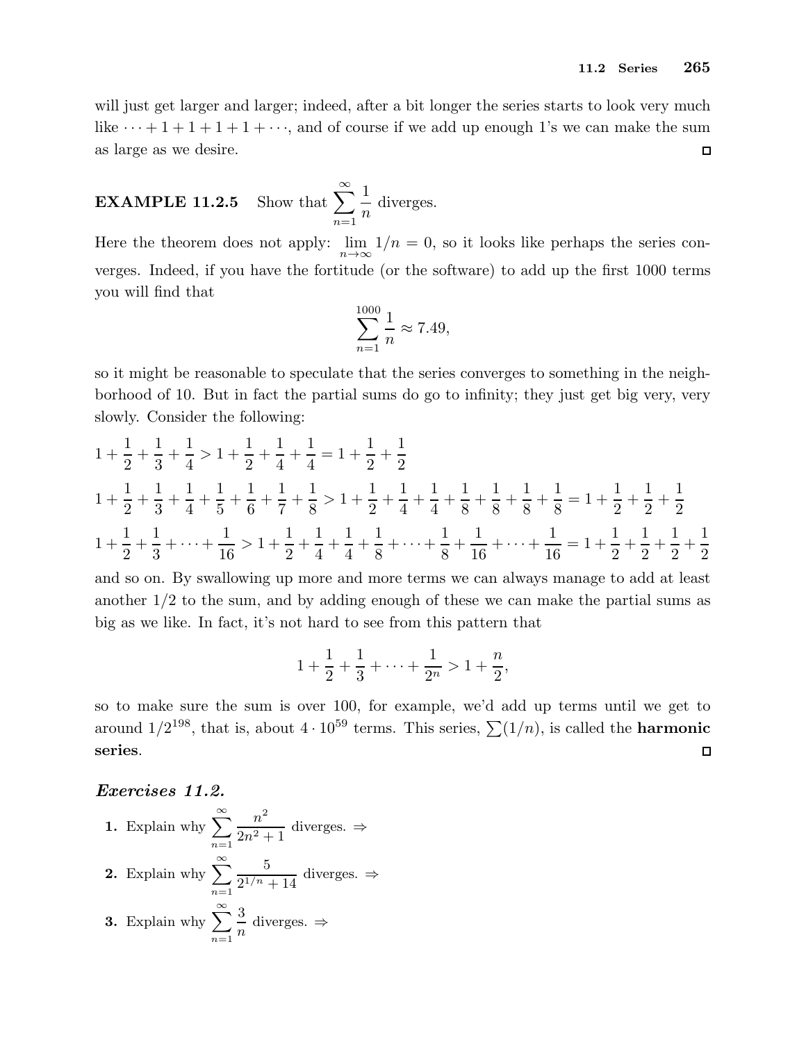will just get larger and larger; indeed, after a bit longer the series starts to look very much like $\cdots + 1 + 1 + 1 + 1 + \cdots$, and of course if we add up enough 1's we can make the sum as large as we desire. □

**EXAMPLE 11.2.5** Show that $\displaystyle\sum_{n=1}^{\infty} \frac{1}{n}$ diverges.

Here the theorem does not apply: $\lim_{n\to\infty} 1/n = 0$, so it looks like perhaps the series converges. Indeed, if you have the fortitude (or the software) to add up the first 1000 terms you will find that

$$\sum_{n=1}^{1000} \frac{1}{n} \approx 7.49,$$

so it might be reasonable to speculate that the series converges to something in the neighborhood of 10. But in fact the partial sums do go to infinity; they just get big very, very slowly. Consider the following:

$$1 + \frac{1}{2} + \frac{1}{3} + \frac{1}{4} > 1 + \frac{1}{2} + \frac{1}{4} + \frac{1}{4} = 1 + \frac{1}{2} + \frac{1}{2}$$

$$1 + \frac{1}{2} + \frac{1}{3} + \frac{1}{4} + \frac{1}{5} + \frac{1}{6} + \frac{1}{7} + \frac{1}{8} > 1 + \frac{1}{2} + \frac{1}{4} + \frac{1}{4} + \frac{1}{8} + \frac{1}{8} + \frac{1}{8} + \frac{1}{8} = 1 + \frac{1}{2} + \frac{1}{2} + \frac{1}{2}$$

$$1 + \frac{1}{2} + \frac{1}{3} + \cdots + \frac{1}{16} > 1 + \frac{1}{2} + \frac{1}{4} + \frac{1}{4} + \frac{1}{8} + \cdots + \frac{1}{8} + \frac{1}{16} + \cdots + \frac{1}{16} = 1 + \frac{1}{2} + \frac{1}{2} + \frac{1}{2} + \frac{1}{2}$$

and so on. By swallowing up more and more terms we can always manage to add at least another $1/2$ to the sum, and by adding enough of these we can make the partial sums as big as we like. In fact, it's not hard to see from this pattern that

$$1 + \frac{1}{2} + \frac{1}{3} + \cdots + \frac{1}{2^n} > 1 + \frac{n}{2},$$

so to make sure the sum is over 100, for example, we'd add up terms until we get to around $1/2^{198}$, that is, about $4 \cdot 10^{59}$ terms. This series, $\sum(1/n)$, is called the **harmonic series**. □

### *Exercises 11.2.*

1. Explain why $\displaystyle\sum_{n=1}^{\infty} \frac{n^2}{2n^2+1}$ diverges. ⇒
2. Explain why $\displaystyle\sum_{n=1}^{\infty} \frac{5}{2^{1/n}+14}$ diverges. ⇒
3. Explain why $\displaystyle\sum_{n=1}^{\infty} \frac{3}{n}$ diverges. ⇒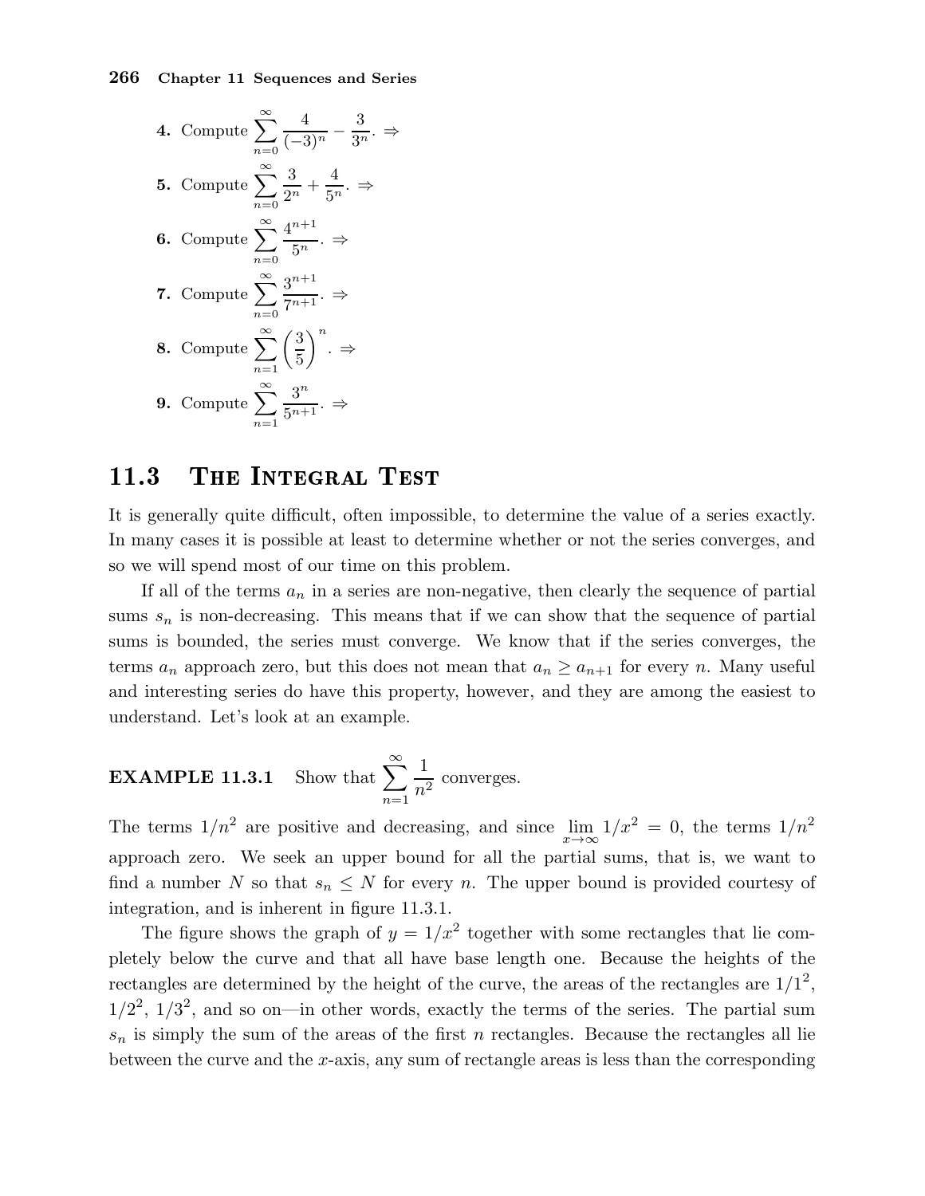**4.** Compute $\displaystyle\sum_{n=0}^{\infty} \frac{4}{(-3)^n} - \frac{3}{3^n}$. ⇒

**5.** Compute $\displaystyle\sum_{n=0}^{\infty} \frac{3}{2^n} + \frac{4}{5^n}$. ⇒

**6.** Compute $\displaystyle\sum_{n=0}^{\infty} \frac{4^{n+1}}{5^n}$. ⇒

**7.** Compute $\displaystyle\sum_{n=0}^{\infty} \frac{3^{n+1}}{7^{n+1}}$. ⇒

**8.** Compute $\displaystyle\sum_{n=1}^{\infty} \left(\frac{3}{5}\right)^n$. ⇒

**9.** Compute $\displaystyle\sum_{n=1}^{\infty} \frac{3^n}{5^{n+1}}$. ⇒

## 11.3 The Integral Test

It is generally quite difficult, often impossible, to determine the value of a series exactly. In many cases it is possible at least to determine whether or not the series converges, and so we will spend most of our time on this problem.

If all of the terms $a_n$ in a series are non-negative, then clearly the sequence of partial sums $s_n$ is non-decreasing. This means that if we can show that the sequence of partial sums is bounded, the series must converge. We know that if the series converges, the terms $a_n$ approach zero, but this does not mean that $a_n \ge a_{n+1}$ for every $n$. Many useful and interesting series do have this property, however, and they are among the easiest to understand. Let's look at an example.

**EXAMPLE 11.3.1** Show that $\displaystyle\sum_{n=1}^{\infty} \frac{1}{n^2}$ converges.

The terms $1/n^2$ are positive and decreasing, and since $\lim_{x\to\infty} 1/x^2 = 0$, the terms $1/n^2$ approach zero. We seek an upper bound for all the partial sums, that is, we want to find a number $N$ so that $s_n \le N$ for every $n$. The upper bound is provided courtesy of integration, and is inherent in figure 11.3.1.

The figure shows the graph of $y = 1/x^2$ together with some rectangles that lie completely below the curve and that all have base length one. Because the heights of the rectangles are determined by the height of the curve, the areas of the rectangles are $1/1^2$, $1/2^2$, $1/3^2$, and so on—in other words, exactly the terms of the series. The partial sum $s_n$ is simply the sum of the areas of the first $n$ rectangles. Because the rectangles all lie between the curve and the $x$-axis, any sum of rectangle areas is less than the corresponding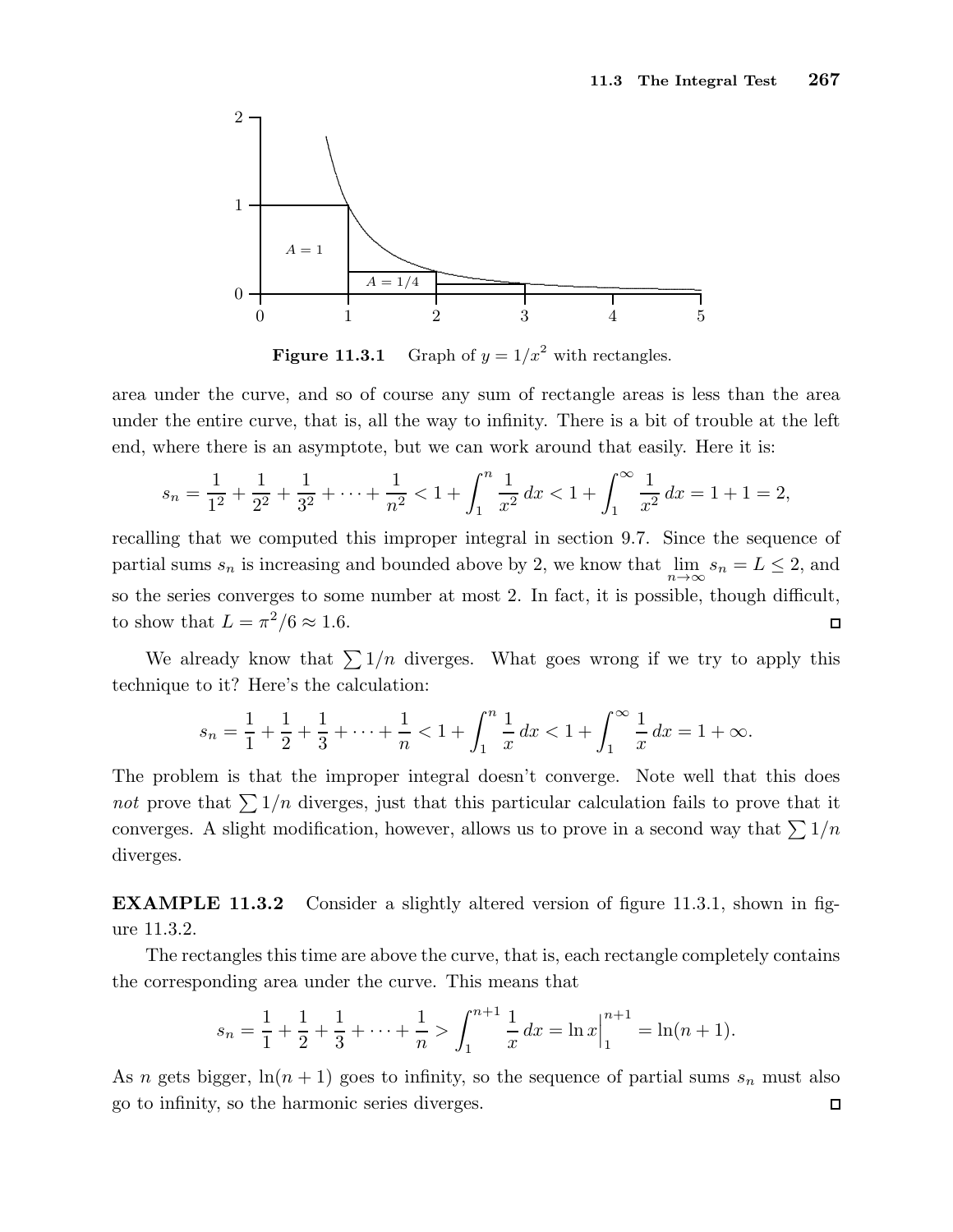Figure 11.3.1 Graph of $y = 1/x^2$ with rectangles.

area under the curve, and so of course any sum of rectangle areas is less than the area under the entire curve, that is, all the way to infinity. There is a bit of trouble at the left end, where there is an asymptote, but we can work around that easily. Here it is:

$$s_n = \frac{1}{1^2} + \frac{1}{2^2} + \frac{1}{3^2} + \cdots + \frac{1}{n^2} < 1 + \int_1^n \frac{1}{x^2}\,dx < 1 + \int_1^\infty \frac{1}{x^2}\,dx = 1 + 1 = 2,$$

recalling that we computed this improper integral in section 9.7. Since the sequence of partial sums $s_n$ is increasing and bounded above by 2, we know that $\lim_{n\to\infty} s_n = L \le 2$, and so the series converges to some number at most 2. In fact, it is possible, though difficult, to show that $L = \pi^2/6 \approx 1.6$. □

We already know that $\sum 1/n$ diverges. What goes wrong if we try to apply this technique to it? Here's the calculation:

$$s_n = \frac{1}{1} + \frac{1}{2} + \frac{1}{3} + \cdots + \frac{1}{n} < 1 + \int_1^n \frac{1}{x}\,dx < 1 + \int_1^\infty \frac{1}{x}\,dx = 1 + \infty.$$

The problem is that the improper integral doesn't converge. Note well that this does *not* prove that $\sum 1/n$ diverges, just that this particular calculation fails to prove that it converges. A slight modification, however, allows us to prove in a second way that $\sum 1/n$ diverges.

**EXAMPLE 11.3.2** Consider a slightly altered version of figure 11.3.1, shown in figure 11.3.2.

The rectangles this time are above the curve, that is, each rectangle completely contains the corresponding area under the curve. This means that

$$s_n = \frac{1}{1} + \frac{1}{2} + \frac{1}{3} + \cdots + \frac{1}{n} > \int_1^{n+1} \frac{1}{x}\,dx = \ln x\Big|_1^{n+1} = \ln(n+1).$$

As $n$ gets bigger, $\ln(n+1)$ goes to infinity, so the sequence of partial sums $s_n$ must also go to infinity, so the harmonic series diverges. □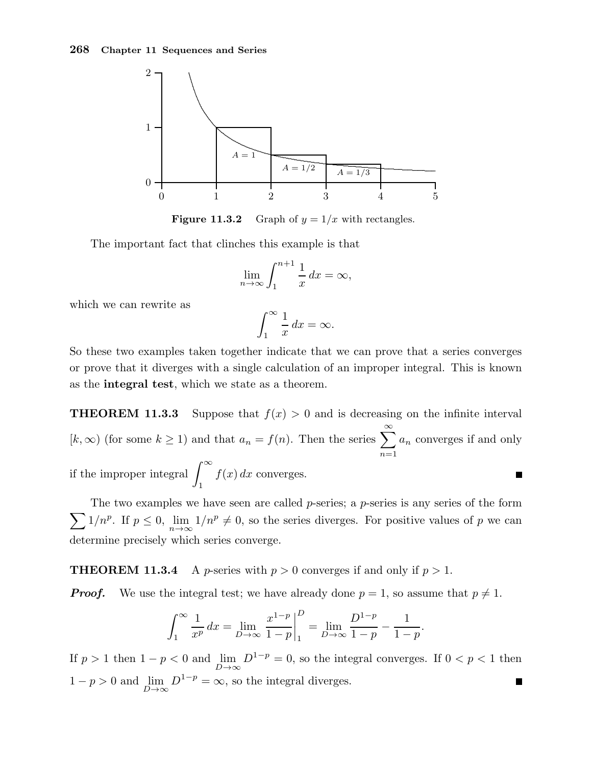**Figure 11.3.2** Graph of $y = 1/x$ with rectangles.

The important fact that clinches this example is that

$$\lim_{n\to\infty} \int_1^{n+1} \frac{1}{x}\,dx = \infty,$$

which we can rewrite as

$$\int_1^{\infty} \frac{1}{x}\,dx = \infty.$$

So these two examples taken together indicate that we can prove that a series converges or prove that it diverges with a single calculation of an improper integral. This is known as the **integral test**, which we state as a theorem.

**THEOREM 11.3.3** Suppose that $f(x) > 0$ and is decreasing on the infinite interval $[k, \infty)$ (for some $k \ge 1$) and that $a_n = f(n)$. Then the series $\sum_{n=1}^{\infty} a_n$ converges if and only if the improper integral $\int_1^{\infty} f(x)\,dx$ converges. ■

The two examples we have seen are called $p$-series; a $p$-series is any series of the form $\sum 1/n^p$. If $p \le 0$, $\lim_{n\to\infty} 1/n^p \ne 0$, so the series diverges. For positive values of $p$ we can determine precisely which series converge.

**THEOREM 11.3.4** A $p$-series with $p > 0$ converges if and only if $p > 1$.

***Proof.*** We use the integral test; we have already done $p = 1$, so assume that $p \ne 1$.

$$\int_1^{\infty} \frac{1}{x^p}\,dx = \lim_{D\to\infty} \left.\frac{x^{1-p}}{1-p}\right|_1^D = \lim_{D\to\infty} \frac{D^{1-p}}{1-p} - \frac{1}{1-p}.$$

If $p > 1$ then $1 - p < 0$ and $\lim_{D\to\infty} D^{1-p} = 0$, so the integral converges. If $0 < p < 1$ then $1 - p > 0$ and $\lim_{D\to\infty} D^{1-p} = \infty$, so the integral diverges. ■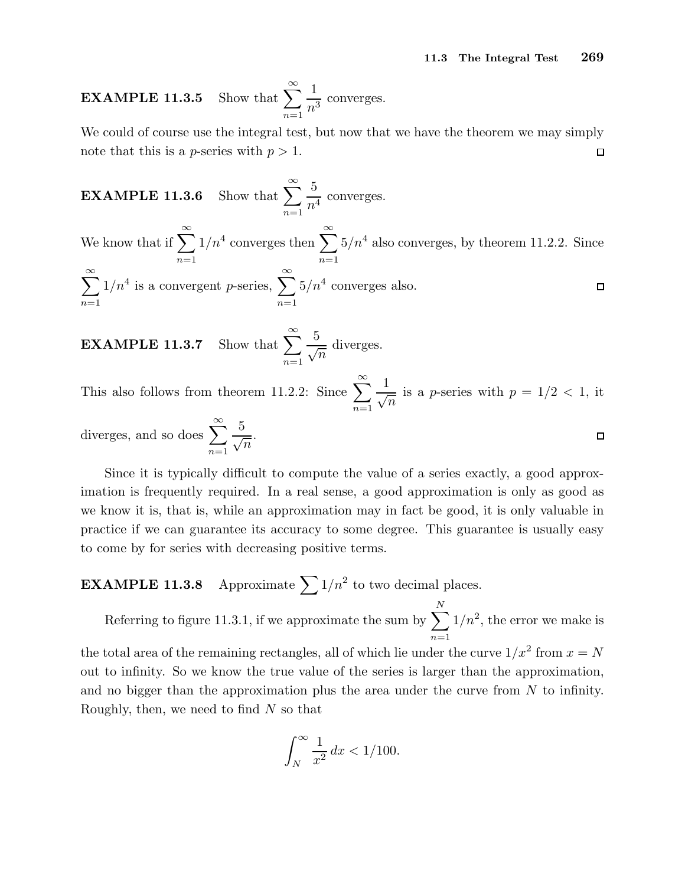**EXAMPLE 11.3.5** Show that $\displaystyle\sum_{n=1}^{\infty} \frac{1}{n^3}$ converges.

We could of course use the integral test, but now that we have the theorem we may simply note that this is a $p$-series with $p > 1$. □

**EXAMPLE 11.3.6** Show that $\displaystyle\sum_{n=1}^{\infty} \frac{5}{n^4}$ converges.

We know that if $\displaystyle\sum_{n=1}^{\infty} 1/n^4$ converges then $\displaystyle\sum_{n=1}^{\infty} 5/n^4$ also converges, by theorem 11.2.2. Since $\displaystyle\sum_{n=1}^{\infty} 1/n^4$ is a convergent $p$-series, $\displaystyle\sum_{n=1}^{\infty} 5/n^4$ converges also. □

**EXAMPLE 11.3.7** Show that $\displaystyle\sum_{n=1}^{\infty} \frac{5}{\sqrt{n}}$ diverges.

This also follows from theorem 11.2.2: Since $\displaystyle\sum_{n=1}^{\infty} \frac{1}{\sqrt{n}}$ is a $p$-series with $p = 1/2 < 1$, it diverges, and so does $\displaystyle\sum_{n=1}^{\infty} \frac{5}{\sqrt{n}}$. □

Since it is typically difficult to compute the value of a series exactly, a good approximation is frequently required. In a real sense, a good approximation is only as good as we know it is, that is, while an approximation may in fact be good, it is only valuable in practice if we can guarantee its accuracy to some degree. This guarantee is usually easy to come by for series with decreasing positive terms.

**EXAMPLE 11.3.8** Approximate $\sum 1/n^2$ to two decimal places.

Referring to figure 11.3.1, if we approximate the sum by $\displaystyle\sum_{n=1}^{N} 1/n^2$, the error we make is the total area of the remaining rectangles, all of which lie under the curve $1/x^2$ from $x = N$ out to infinity. So we know the true value of the series is larger than the approximation, and no bigger than the approximation plus the area under the curve from $N$ to infinity. Roughly, then, we need to find $N$ so that

$$\int_N^{\infty} \frac{1}{x^2}\,dx < 1/100.$$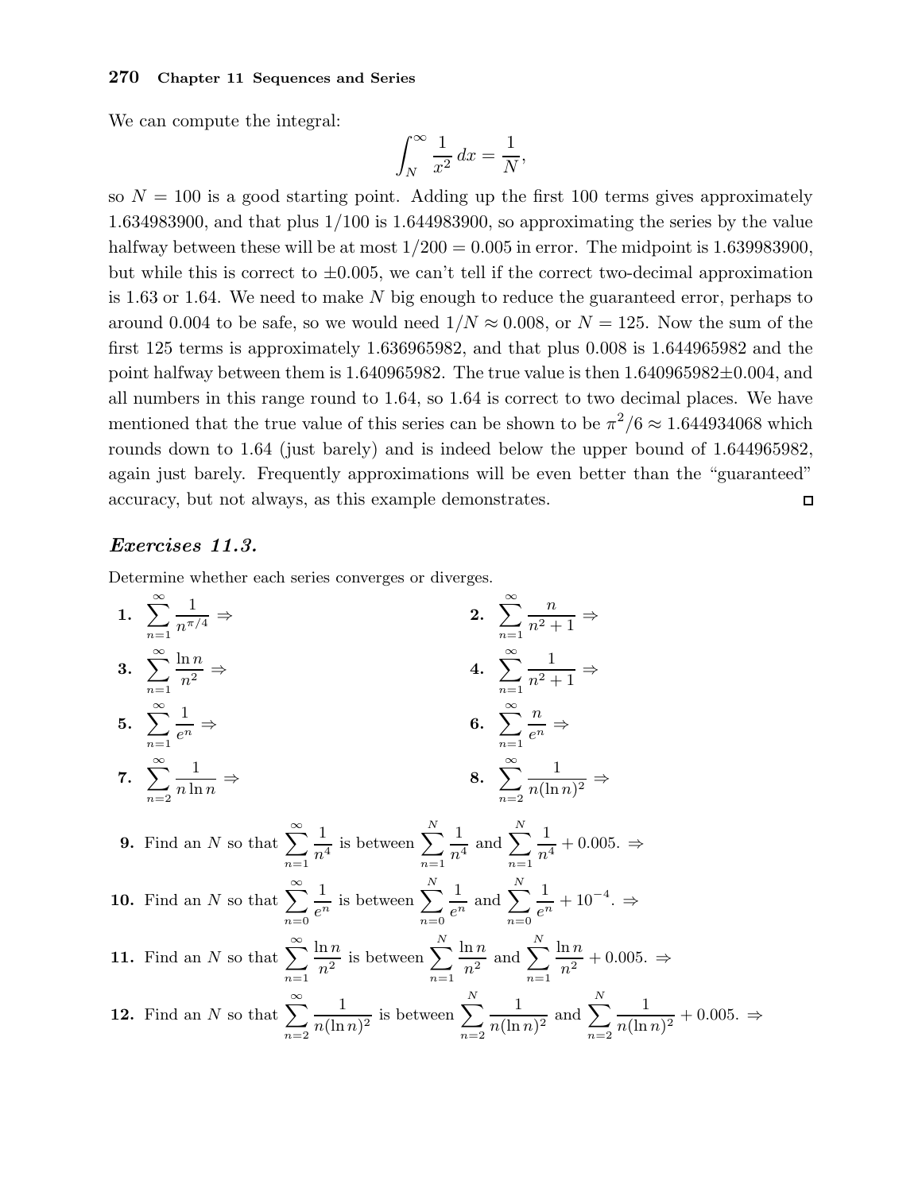We can compute the integral:

$$\int_N^\infty \frac{1}{x^2}\,dx = \frac{1}{N},$$

so $N = 100$ is a good starting point. Adding up the first 100 terms gives approximately 1.634983900, and that plus $1/100$ is 1.644983900, so approximating the series by the value halfway between these will be at most $1/200 = 0.005$ in error. The midpoint is 1.639983900, but while this is correct to $\pm 0.005$, we can't tell if the correct two-decimal approximation is 1.63 or 1.64. We need to make $N$ big enough to reduce the guaranteed error, perhaps to around 0.004 to be safe, so we would need $1/N \approx 0.008$, or $N = 125$. Now the sum of the first 125 terms is approximately 1.636965982, and that plus 0.008 is 1.644965982 and the point halfway between them is 1.640965982. The true value is then $1.640965982 \pm 0.004$, and all numbers in this range round to 1.64, so 1.64 is correct to two decimal places. We have mentioned that the true value of this series can be shown to be $\pi^2/6 \approx 1.644934068$ which rounds down to 1.64 (just barely) and is indeed below the upper bound of 1.644965982, again just barely. Frequently approximations will be even better than the "guaranteed" accuracy, but not always, as this example demonstrates. □

### *Exercises 11.3.*

Determine whether each series converges or diverges.

**1.** $\displaystyle\sum_{n=1}^{\infty} \frac{1}{n^{\pi/4}}$ ⇒

**2.** $\displaystyle\sum_{n=1}^{\infty} \frac{n}{n^2+1}$ ⇒

**3.** $\displaystyle\sum_{n=1}^{\infty} \frac{\ln n}{n^2}$ ⇒

**4.** $\displaystyle\sum_{n=1}^{\infty} \frac{1}{n^2+1}$ ⇒

**5.** $\displaystyle\sum_{n=1}^{\infty} \frac{1}{e^n}$ ⇒

**6.** $\displaystyle\sum_{n=1}^{\infty} \frac{n}{e^n}$ ⇒

**7.** $\displaystyle\sum_{n=2}^{\infty} \frac{1}{n\ln n}$ ⇒

**8.** $\displaystyle\sum_{n=2}^{\infty} \frac{1}{n(\ln n)^2}$ ⇒

**9.** Find an $N$ so that $\displaystyle\sum_{n=1}^{\infty} \frac{1}{n^4}$ is between $\displaystyle\sum_{n=1}^{N} \frac{1}{n^4}$ and $\displaystyle\sum_{n=1}^{N} \frac{1}{n^4} + 0.005$. ⇒

**10.** Find an $N$ so that $\displaystyle\sum_{n=0}^{\infty} \frac{1}{e^n}$ is between $\displaystyle\sum_{n=0}^{N} \frac{1}{e^n}$ and $\displaystyle\sum_{n=0}^{N} \frac{1}{e^n} + 10^{-4}$. ⇒

**11.** Find an $N$ so that $\displaystyle\sum_{n=1}^{\infty} \frac{\ln n}{n^2}$ is between $\displaystyle\sum_{n=1}^{N} \frac{\ln n}{n^2}$ and $\displaystyle\sum_{n=1}^{N} \frac{\ln n}{n^2} + 0.005$. ⇒

**12.** Find an $N$ so that $\displaystyle\sum_{n=2}^{\infty} \frac{1}{n(\ln n)^2}$ is between $\displaystyle\sum_{n=2}^{N} \frac{1}{n(\ln n)^2}$ and $\displaystyle\sum_{n=2}^{N} \frac{1}{n(\ln n)^2} + 0.005$. ⇒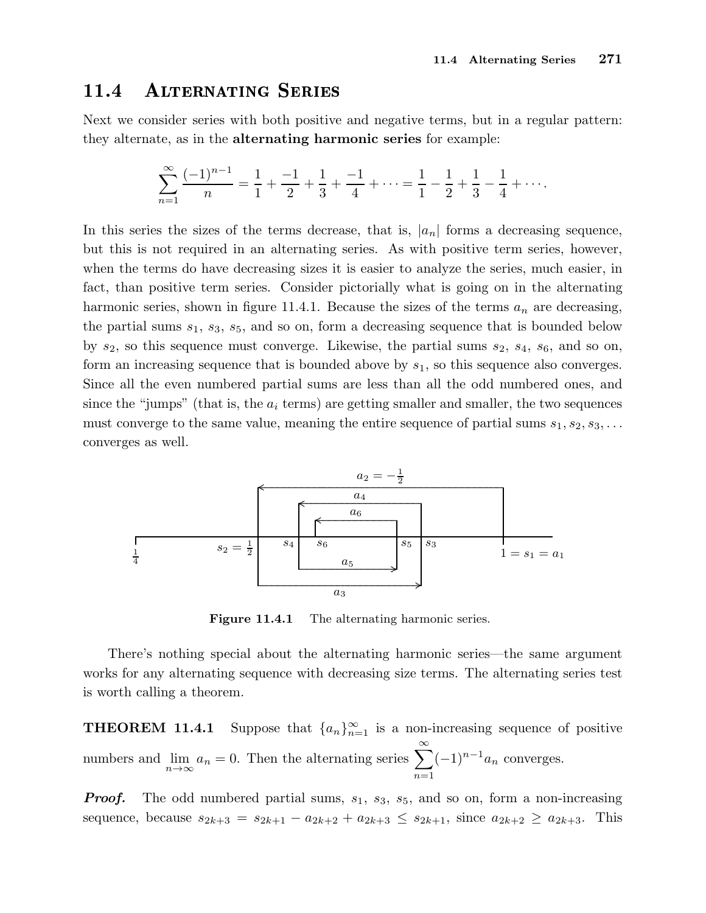## 11.4 Alternating Series

Next we consider series with both positive and negative terms, but in a regular pattern: they alternate, as in the **alternating harmonic series** for example:

$$\sum_{n=1}^{\infty} \frac{(-1)^{n-1}}{n} = \frac{1}{1} + \frac{-1}{2} + \frac{1}{3} + \frac{-1}{4} + \cdots = \frac{1}{1} - \frac{1}{2} + \frac{1}{3} - \frac{1}{4} + \cdots.$$

In this series the sizes of the terms decrease, that is, $|a_n|$ forms a decreasing sequence, but this is not required in an alternating series. As with positive term series, however, when the terms do have decreasing sizes it is easier to analyze the series, much easier, in fact, than positive term series. Consider pictorially what is going on in the alternating harmonic series, shown in figure 11.4.1. Because the sizes of the terms $a_n$ are decreasing, the partial sums $s_1$, $s_3$, $s_5$, and so on, form a decreasing sequence that is bounded below by $s_2$, so this sequence must converge. Likewise, the partial sums $s_2$, $s_4$, $s_6$, and so on, form an increasing sequence that is bounded above by $s_1$, so this sequence also converges. Since all the even numbered partial sums are less than all the odd numbered ones, and since the "jumps" (that is, the $a_i$ terms) are getting smaller and smaller, the two sequences must converge to the same value, meaning the entire sequence of partial sums $s_1, s_2, s_3, \ldots$ converges as well.

**Figure 11.4.1** The alternating harmonic series.

There's nothing special about the alternating harmonic series—the same argument works for any alternating sequence with decreasing size terms. The alternating series test is worth calling a theorem.

**THEOREM 11.4.1** Suppose that $\{a_n\}_{n=1}^{\infty}$ is a non-increasing sequence of positive numbers and $\lim_{n\to\infty} a_n = 0$. Then the alternating series $\sum_{n=1}^{\infty}(-1)^{n-1}a_n$ converges.

***Proof.*** The odd numbered partial sums, $s_1$, $s_3$, $s_5$, and so on, form a non-increasing sequence, because $s_{2k+3} = s_{2k+1} - a_{2k+2} + a_{2k+3} \le s_{2k+1}$, since $a_{2k+2} \ge a_{2k+3}$. This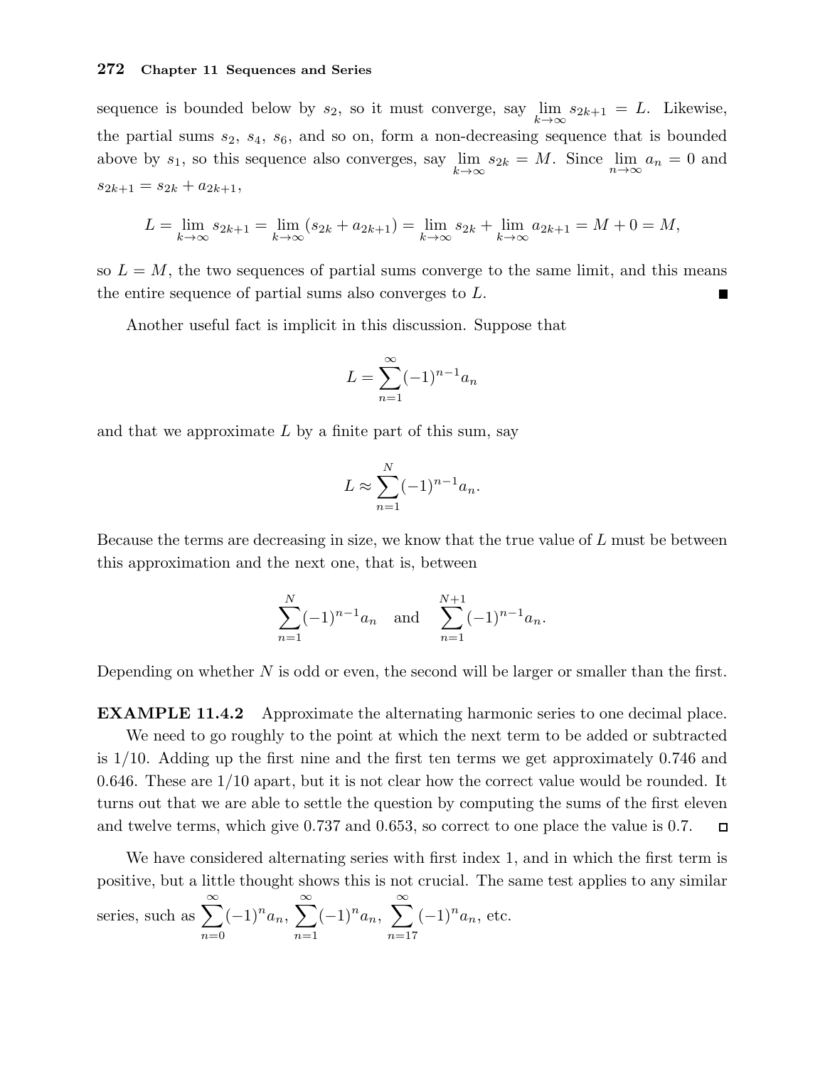sequence is bounded below by $s_2$, so it must converge, say $\lim_{k\to\infty} s_{2k+1} = L$. Likewise, the partial sums $s_2$, $s_4$, $s_6$, and so on, form a non-decreasing sequence that is bounded above by $s_1$, so this sequence also converges, say $\lim_{k\to\infty} s_{2k} = M$. Since $\lim_{n\to\infty} a_n = 0$ and $s_{2k+1} = s_{2k} + a_{2k+1}$,

$$L = \lim_{k\to\infty} s_{2k+1} = \lim_{k\to\infty} (s_{2k} + a_{2k+1}) = \lim_{k\to\infty} s_{2k} + \lim_{k\to\infty} a_{2k+1} = M + 0 = M,$$

so $L = M$, the two sequences of partial sums converge to the same limit, and this means the entire sequence of partial sums also converges to $L$. ∎

Another useful fact is implicit in this discussion. Suppose that

$$L = \sum_{n=1}^{\infty} (-1)^{n-1} a_n$$

and that we approximate $L$ by a finite part of this sum, say

$$L \approx \sum_{n=1}^{N} (-1)^{n-1} a_n.$$

Because the terms are decreasing in size, we know that the true value of $L$ must be between this approximation and the next one, that is, between

$$\sum_{n=1}^{N} (-1)^{n-1} a_n \quad \text{and} \quad \sum_{n=1}^{N+1} (-1)^{n-1} a_n.$$

Depending on whether $N$ is odd or even, the second will be larger or smaller than the first.

**EXAMPLE 11.4.2** Approximate the alternating harmonic series to one decimal place.

We need to go roughly to the point at which the next term to be added or subtracted is $1/10$. Adding up the first nine and the first ten terms we get approximately 0.746 and 0.646. These are $1/10$ apart, but it is not clear how the correct value would be rounded. It turns out that we are able to settle the question by computing the sums of the first eleven and twelve terms, which give 0.737 and 0.653, so correct to one place the value is 0.7. □

We have considered alternating series with first index 1, and in which the first term is positive, but a little thought shows this is not crucial. The same test applies to any similar series, such as $\sum_{n=0}^{\infty} (-1)^n a_n$, $\sum_{n=1}^{\infty} (-1)^n a_n$, $\sum_{n=17}^{\infty} (-1)^n a_n$, etc.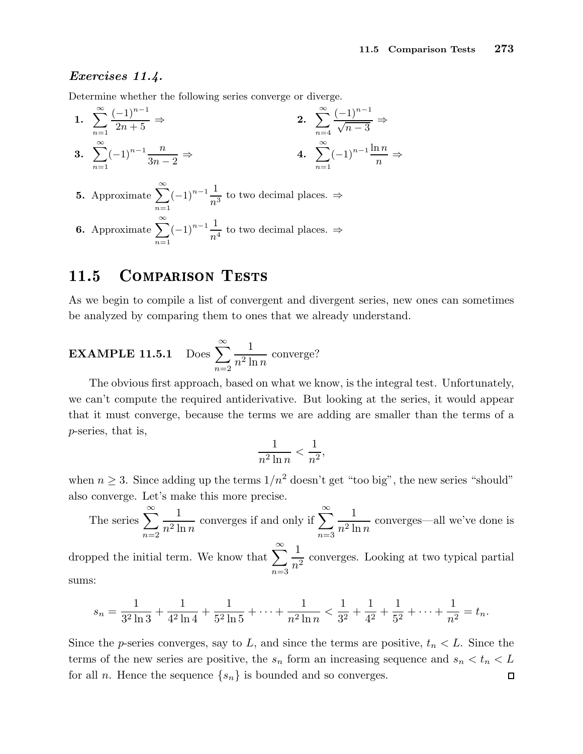### *Exercises 11.4.*

Determine whether the following series converge or diverge.

**1.** $\displaystyle\sum_{n=1}^{\infty} \frac{(-1)^{n-1}}{2n+5} \Rightarrow$

**2.** $\displaystyle\sum_{n=4}^{\infty} \frac{(-1)^{n-1}}{\sqrt{n-3}} \Rightarrow$

**3.** $\displaystyle\sum_{n=1}^{\infty} (-1)^{n-1} \frac{n}{3n-2} \Rightarrow$

**4.** $\displaystyle\sum_{n=1}^{\infty} (-1)^{n-1} \frac{\ln n}{n} \Rightarrow$

**5.** Approximate $\displaystyle\sum_{n=1}^{\infty} (-1)^{n-1} \frac{1}{n^3}$ to two decimal places. $\Rightarrow$

**6.** Approximate $\displaystyle\sum_{n=1}^{\infty} (-1)^{n-1} \frac{1}{n^4}$ to two decimal places. $\Rightarrow$

## 11.5 Comparison Tests

As we begin to compile a list of convergent and divergent series, new ones can sometimes be analyzed by comparing them to ones that we already understand.

**EXAMPLE 11.5.1** Does $\displaystyle\sum_{n=2}^{\infty} \frac{1}{n^2 \ln n}$ converge?

The obvious first approach, based on what we know, is the integral test. Unfortunately, we can't compute the required antiderivative. But looking at the series, it would appear that it must converge, because the terms we are adding are smaller than the terms of a $p$-series, that is,

$$\frac{1}{n^2 \ln n} < \frac{1}{n^2},$$

when $n \geq 3$. Since adding up the terms $1/n^2$ doesn't get "too big", the new series "should" also converge. Let's make this more precise.

The series $\displaystyle\sum_{n=2}^{\infty} \frac{1}{n^2 \ln n}$ converges if and only if $\displaystyle\sum_{n=3}^{\infty} \frac{1}{n^2 \ln n}$ converges—all we've done is dropped the initial term. We know that $\displaystyle\sum_{n=3}^{\infty} \frac{1}{n^2}$ converges. Looking at two typical partial sums:

$$s_n = \frac{1}{3^2 \ln 3} + \frac{1}{4^2 \ln 4} + \frac{1}{5^2 \ln 5} + \cdots + \frac{1}{n^2 \ln n} < \frac{1}{3^2} + \frac{1}{4^2} + \frac{1}{5^2} + \cdots + \frac{1}{n^2} = t_n.$$

Since the $p$-series converges, say to $L$, and since the terms are positive, $t_n < L$. Since the terms of the new series are positive, the $s_n$ form an increasing sequence and $s_n < t_n < L$ for all $n$. Hence the sequence $\{s_n\}$ is bounded and so converges. □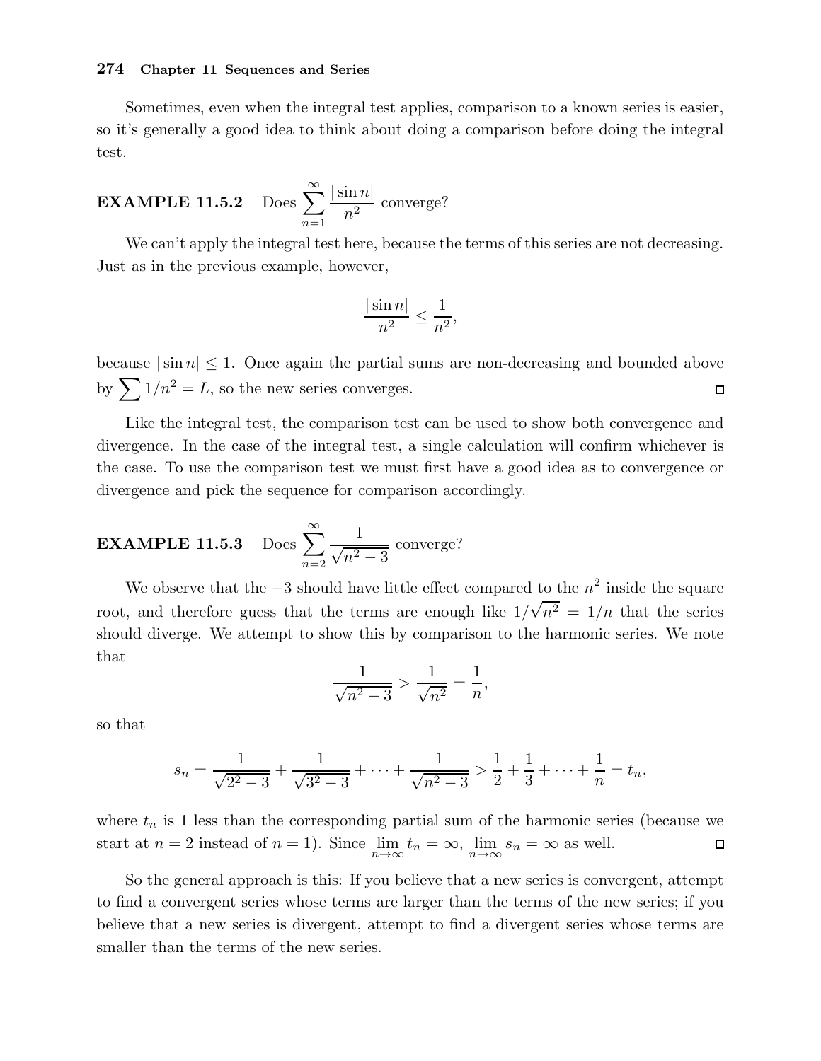Sometimes, even when the integral test applies, comparison to a known series is easier, so it's generally a good idea to think about doing a comparison before doing the integral test.

**EXAMPLE 11.5.2** Does $\displaystyle\sum_{n=1}^{\infty} \frac{|\sin n|}{n^2}$ converge?

We can't apply the integral test here, because the terms of this series are not decreasing. Just as in the previous example, however,

$$\frac{|\sin n|}{n^2} \le \frac{1}{n^2},$$

because $|\sin n| \le 1$. Once again the partial sums are non-decreasing and bounded above by $\sum 1/n^2 = L$, so the new series converges. □

Like the integral test, the comparison test can be used to show both convergence and divergence. In the case of the integral test, a single calculation will confirm whichever is the case. To use the comparison test we must first have a good idea as to convergence or divergence and pick the sequence for comparison accordingly.

**EXAMPLE 11.5.3** Does $\displaystyle\sum_{n=2}^{\infty} \frac{1}{\sqrt{n^2-3}}$ converge?

We observe that the $-3$ should have little effect compared to the $n^2$ inside the square root, and therefore guess that the terms are enough like $1/\sqrt{n^2} = 1/n$ that the series should diverge. We attempt to show this by comparison to the harmonic series. We note that

$$\frac{1}{\sqrt{n^2-3}} > \frac{1}{\sqrt{n^2}} = \frac{1}{n},$$

so that

$$s_n = \frac{1}{\sqrt{2^2-3}} + \frac{1}{\sqrt{3^2-3}} + \cdots + \frac{1}{\sqrt{n^2-3}} > \frac{1}{2} + \frac{1}{3} + \cdots + \frac{1}{n} = t_n,$$

where $t_n$ is 1 less than the corresponding partial sum of the harmonic series (because we start at $n = 2$ instead of $n = 1$). Since $\lim\limits_{n\to\infty} t_n = \infty$, $\lim\limits_{n\to\infty} s_n = \infty$ as well. □

So the general approach is this: If you believe that a new series is convergent, attempt to find a convergent series whose terms are larger than the terms of the new series; if you believe that a new series is divergent, attempt to find a divergent series whose terms are smaller than the terms of the new series.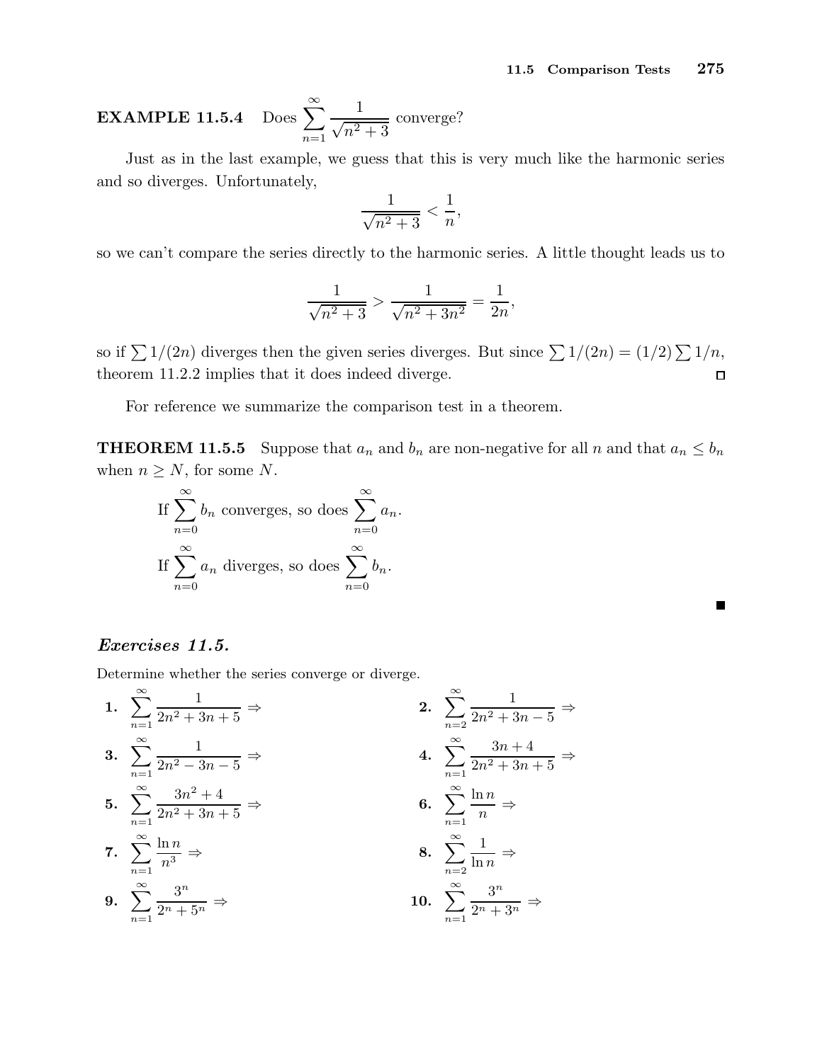**EXAMPLE 11.5.4** Does $\sum_{n=1}^{\infty} \frac{1}{\sqrt{n^2+3}}$ converge?

Just as in the last example, we guess that this is very much like the harmonic series and so diverges. Unfortunately,

$$\frac{1}{\sqrt{n^2+3}} < \frac{1}{n},$$

so we can't compare the series directly to the harmonic series. A little thought leads us to

$$\frac{1}{\sqrt{n^2+3}} > \frac{1}{\sqrt{n^2+3n^2}} = \frac{1}{2n},$$

so if $\sum 1/(2n)$ diverges then the given series diverges. But since $\sum 1/(2n) = (1/2)\sum 1/n$, theorem 11.2.2 implies that it does indeed diverge. □

For reference we summarize the comparison test in a theorem.

**THEOREM 11.5.5** Suppose that $a_n$ and $b_n$ are non-negative for all $n$ and that $a_n \le b_n$ when $n \ge N$, for some $N$.

If $\sum_{n=0}^{\infty} b_n$ converges, so does $\sum_{n=0}^{\infty} a_n$.

If $\sum_{n=0}^{\infty} a_n$ diverges, so does $\sum_{n=0}^{\infty} b_n$.

■

### *Exercises 11.5.*

Determine whether the series converge or diverge.

**1.** $\sum_{n=1}^{\infty} \frac{1}{2n^2+3n+5} \Rightarrow$

**2.** $\sum_{n=2}^{\infty} \frac{1}{2n^2+3n-5} \Rightarrow$

**3.** $\sum_{n=1}^{\infty} \frac{1}{2n^2-3n-5} \Rightarrow$

**4.** $\sum_{n=1}^{\infty} \frac{3n+4}{2n^2+3n+5} \Rightarrow$

**5.** $\sum_{n=1}^{\infty} \frac{3n^2+4}{2n^2+3n+5} \Rightarrow$

**6.** $\sum_{n=1}^{\infty} \frac{\ln n}{n} \Rightarrow$

**7.** $\sum_{n=1}^{\infty} \frac{\ln n}{n^3} \Rightarrow$

**8.** $\sum_{n=2}^{\infty} \frac{1}{\ln n} \Rightarrow$

**9.** $\sum_{n=1}^{\infty} \frac{3^n}{2^n+5^n} \Rightarrow$

**10.** $\sum_{n=1}^{\infty} \frac{3^n}{2^n+3^n} \Rightarrow$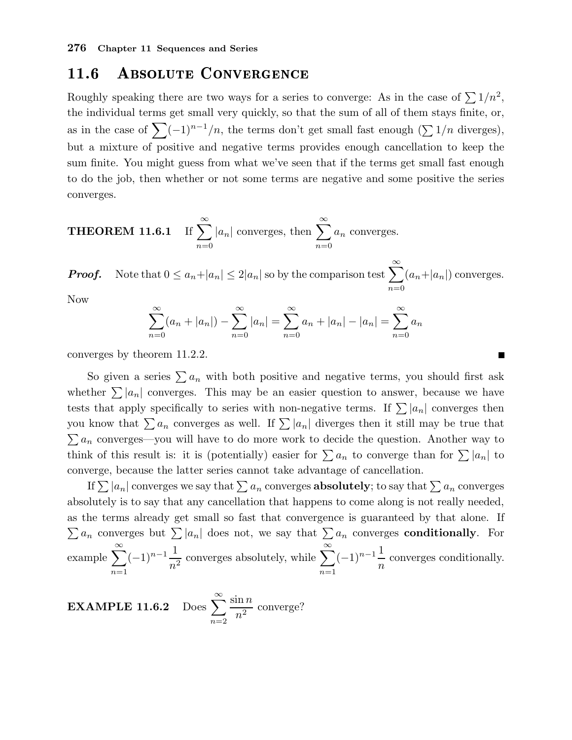## 11.6 Absolute Convergence

Roughly speaking there are two ways for a series to converge: As in the case of $\sum 1/n^2$, the individual terms get small very quickly, so that the sum of all of them stays finite, or, as in the case of $\sum (-1)^{n-1}/n$, the terms don't get small fast enough ($\sum 1/n$ diverges), but a mixture of positive and negative terms provides enough cancellation to keep the sum finite. You might guess from what we've seen that if the terms get small fast enough to do the job, then whether or not some terms are negative and some positive the series converges.

**THEOREM 11.6.1** If $\displaystyle\sum_{n=0}^{\infty} |a_n|$ converges, then $\displaystyle\sum_{n=0}^{\infty} a_n$ converges.

***Proof.*** Note that $0 \le a_n + |a_n| \le 2|a_n|$ so by the comparison test $\displaystyle\sum_{n=0}^{\infty} (a_n + |a_n|)$ converges. Now

$$\sum_{n=0}^{\infty} (a_n + |a_n|) - \sum_{n=0}^{\infty} |a_n| = \sum_{n=0}^{\infty} a_n + |a_n| - |a_n| = \sum_{n=0}^{\infty} a_n$$

converges by theorem 11.2.2. ∎

So given a series $\sum a_n$ with both positive and negative terms, you should first ask whether $\sum |a_n|$ converges. This may be an easier question to answer, because we have tests that apply specifically to series with non-negative terms. If $\sum |a_n|$ converges then you know that $\sum a_n$ converges as well. If $\sum |a_n|$ diverges then it still may be true that $\sum a_n$ converges—you will have to do more work to decide the question. Another way to think of this result is: it is (potentially) easier for $\sum a_n$ to converge than for $\sum |a_n|$ to converge, because the latter series cannot take advantage of cancellation.

If $\sum |a_n|$ converges we say that $\sum a_n$ converges **absolutely**; to say that $\sum a_n$ converges absolutely is to say that any cancellation that happens to come along is not really needed, as the terms already get small so fast that convergence is guaranteed by that alone. If $\sum a_n$ converges but $\sum |a_n|$ does not, we say that $\sum a_n$ converges **conditionally**. For example $\displaystyle\sum_{n=1}^{\infty} (-1)^{n-1} \frac{1}{n^2}$ converges absolutely, while $\displaystyle\sum_{n=1}^{\infty} (-1)^{n-1} \frac{1}{n}$ converges conditionally.

**EXAMPLE 11.6.2** Does $\displaystyle\sum_{n=2}^{\infty} \frac{\sin n}{n^2}$ converge?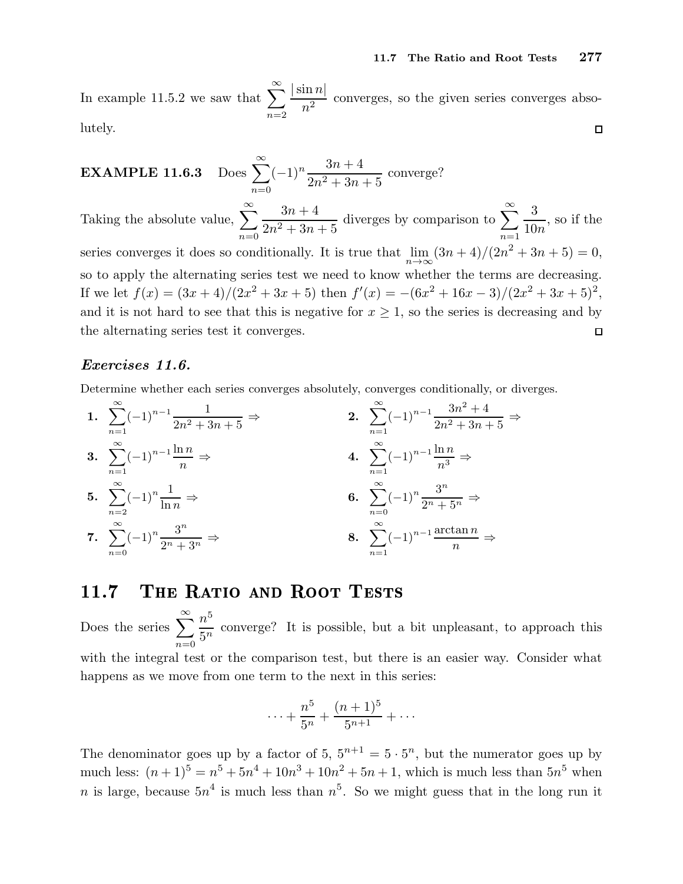In example 11.5.2 we saw that $\displaystyle\sum_{n=2}^{\infty} \frac{|\sin n|}{n^2}$ converges, so the given series converges absolutely. □

**EXAMPLE 11.6.3** Does $\displaystyle\sum_{n=0}^{\infty}(-1)^n \frac{3n+4}{2n^2+3n+5}$ converge?

Taking the absolute value, $\displaystyle\sum_{n=0}^{\infty} \frac{3n+4}{2n^2+3n+5}$ diverges by comparison to $\displaystyle\sum_{n=1}^{\infty} \frac{3}{10n}$, so if the series converges it does so conditionally. It is true that $\lim_{n\to\infty}(3n+4)/(2n^2+3n+5) = 0$, so to apply the alternating series test we need to know whether the terms are decreasing. If we let $f(x) = (3x+4)/(2x^2+3x+5)$ then $f'(x) = -(6x^2+16x-3)/(2x^2+3x+5)^2$, and it is not hard to see that this is negative for $x \ge 1$, so the series is decreasing and by the alternating series test it converges. □

***Exercises 11.6.***

Determine whether each series converges absolutely, converges conditionally, or diverges.

**1.** $\displaystyle\sum_{n=1}^{\infty}(-1)^{n-1}\frac{1}{2n^2+3n+5}$ ⇒

**2.** $\displaystyle\sum_{n=1}^{\infty}(-1)^{n-1}\frac{3n^2+4}{2n^2+3n+5}$ ⇒

**3.** $\displaystyle\sum_{n=1}^{\infty}(-1)^{n-1}\frac{\ln n}{n}$ ⇒

**4.** $\displaystyle\sum_{n=1}^{\infty}(-1)^{n-1}\frac{\ln n}{n^3}$ ⇒

**5.** $\displaystyle\sum_{n=2}^{\infty}(-1)^{n}\frac{1}{\ln n}$ ⇒

**6.** $\displaystyle\sum_{n=0}^{\infty}(-1)^{n}\frac{3^n}{2^n+5^n}$ ⇒

**7.** $\displaystyle\sum_{n=0}^{\infty}(-1)^{n}\frac{3^n}{2^n+3^n}$ ⇒

**8.** $\displaystyle\sum_{n=1}^{\infty}(-1)^{n-1}\frac{\arctan n}{n}$ ⇒

## 11.7 The Ratio and Root Tests

Does the series $\displaystyle\sum_{n=0}^{\infty}\frac{n^5}{5^n}$ converge? It is possible, but a bit unpleasant, to approach this with the integral test or the comparison test, but there is an easier way. Consider what happens as we move from one term to the next in this series:

$$\cdots + \frac{n^5}{5^n} + \frac{(n+1)^5}{5^{n+1}} + \cdots$$

The denominator goes up by a factor of 5, $5^{n+1} = 5 \cdot 5^n$, but the numerator goes up by much less: $(n+1)^5 = n^5 + 5n^4 + 10n^3 + 10n^2 + 5n + 1$, which is much less than $5n^5$ when $n$ is large, because $5n^4$ is much less than $n^5$. So we might guess that in the long run it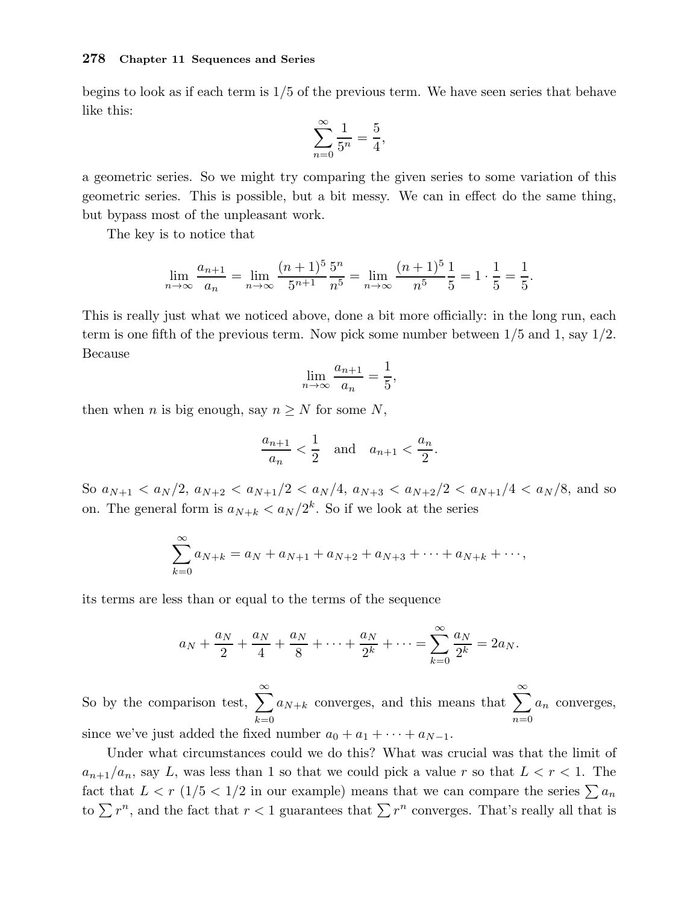begins to look as if each term is 1/5 of the previous term. We have seen series that behave like this:

$$\sum_{n=0}^{\infty} \frac{1}{5^n} = \frac{5}{4},$$

a geometric series. So we might try comparing the given series to some variation of this geometric series. This is possible, but a bit messy. We can in effect do the same thing, but bypass most of the unpleasant work.

The key is to notice that

$$\lim_{n\to\infty} \frac{a_{n+1}}{a_n} = \lim_{n\to\infty} \frac{(n+1)^5}{5^{n+1}} \frac{5^n}{n^5} = \lim_{n\to\infty} \frac{(n+1)^5}{n^5} \frac{1}{5} = 1 \cdot \frac{1}{5} = \frac{1}{5}.$$

This is really just what we noticed above, done a bit more officially: in the long run, each term is one fifth of the previous term. Now pick some number between 1/5 and 1, say 1/2. Because

$$\lim_{n\to\infty} \frac{a_{n+1}}{a_n} = \frac{1}{5},$$

then when $n$ is big enough, say $n \ge N$ for some $N$,

$$\frac{a_{n+1}}{a_n} < \frac{1}{2} \quad \text{and} \quad a_{n+1} < \frac{a_n}{2}.$$

So $a_{N+1} < a_N/2$, $a_{N+2} < a_{N+1}/2 < a_N/4$, $a_{N+3} < a_{N+2}/2 < a_{N+1}/4 < a_N/8$, and so on. The general form is $a_{N+k} < a_N/2^k$. So if we look at the series

$$\sum_{k=0}^{\infty} a_{N+k} = a_N + a_{N+1} + a_{N+2} + a_{N+3} + \cdots + a_{N+k} + \cdots,$$

its terms are less than or equal to the terms of the sequence

$$a_N + \frac{a_N}{2} + \frac{a_N}{4} + \frac{a_N}{8} + \cdots + \frac{a_N}{2^k} + \cdots = \sum_{k=0}^{\infty} \frac{a_N}{2^k} = 2a_N.$$

So by the comparison test, $\sum_{k=0}^{\infty} a_{N+k}$ converges, and this means that $\sum_{n=0}^{\infty} a_n$ converges, since we've just added the fixed number $a_0 + a_1 + \cdots + a_{N-1}$.

Under what circumstances could we do this? What was crucial was that the limit of $a_{n+1}/a_n$, say $L$, was less than 1 so that we could pick a value $r$ so that $L < r < 1$. The fact that $L < r$ ($1/5 < 1/2$ in our example) means that we can compare the series $\sum a_n$ to $\sum r^n$, and the fact that $r < 1$ guarantees that $\sum r^n$ converges. That's really all that is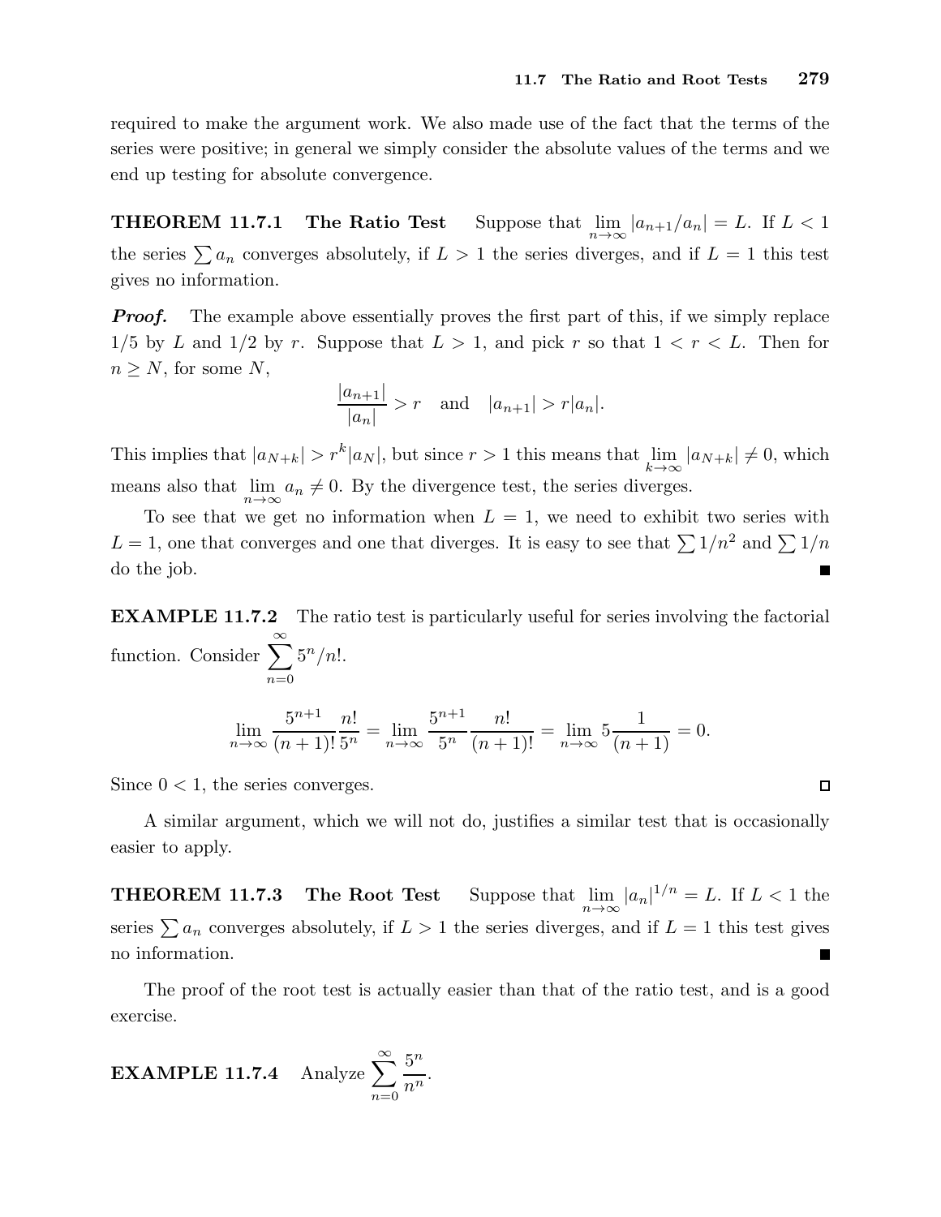required to make the argument work. We also made use of the fact that the terms of the series were positive; in general we simply consider the absolute values of the terms and we end up testing for absolute convergence.

**THEOREM 11.7.1 The Ratio Test** Suppose that $\lim_{n\to\infty} |a_{n+1}/a_n| = L$. If $L < 1$ the series $\sum a_n$ converges absolutely, if $L > 1$ the series diverges, and if $L = 1$ this test gives no information.

***Proof.*** The example above essentially proves the first part of this, if we simply replace $1/5$ by $L$ and $1/2$ by $r$. Suppose that $L > 1$, and pick $r$ so that $1 < r < L$. Then for $n \ge N$, for some $N$,

$$\frac{|a_{n+1}|}{|a_n|} > r \quad \text{and} \quad |a_{n+1}| > r|a_n|.$$

This implies that $|a_{N+k}| > r^k|a_N|$, but since $r > 1$ this means that $\lim_{k\to\infty} |a_{N+k}| \ne 0$, which means also that $\lim_{n\to\infty} a_n \ne 0$. By the divergence test, the series diverges.

To see that we get no information when $L = 1$, we need to exhibit two series with $L = 1$, one that converges and one that diverges. It is easy to see that $\sum 1/n^2$ and $\sum 1/n$ do the job. ∎

**EXAMPLE 11.7.2** The ratio test is particularly useful for series involving the factorial function. Consider $\sum_{n=0}^{\infty} 5^n/n!$.

$$\lim_{n\to\infty} \frac{5^{n+1}}{(n+1)!}\frac{n!}{5^n} = \lim_{n\to\infty} \frac{5^{n+1}}{5^n}\frac{n!}{(n+1)!} = \lim_{n\to\infty} 5\frac{1}{(n+1)} = 0.$$

Since $0 < 1$, the series converges. □

A similar argument, which we will not do, justifies a similar test that is occasionally easier to apply.

**THEOREM 11.7.3 The Root Test** Suppose that $\lim_{n\to\infty} |a_n|^{1/n} = L$. If $L < 1$ the series $\sum a_n$ converges absolutely, if $L > 1$ the series diverges, and if $L = 1$ this test gives no information. ∎

The proof of the root test is actually easier than that of the ratio test, and is a good exercise.

**EXAMPLE 11.7.4** Analyze $\sum_{n=0}^{\infty} \frac{5^n}{n^n}$.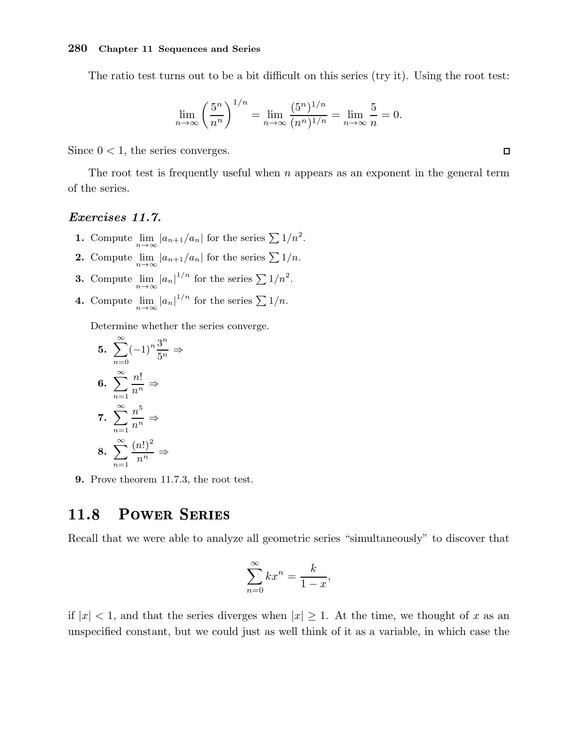The ratio test turns out to be a bit difficult on this series (try it). Using the root test:

$$\lim_{n\to\infty}\left(\frac{5^n}{n^n}\right)^{1/n} = \lim_{n\to\infty}\frac{(5^n)^{1/n}}{(n^n)^{1/n}} = \lim_{n\to\infty}\frac{5}{n} = 0.$$

Since $0 < 1$, the series converges. □

The root test is frequently useful when $n$ appears as an exponent in the general term of the series.

### *Exercises 11.7.*

**1.** Compute $\lim_{n\to\infty} |a_{n+1}/a_n|$ for the series $\sum 1/n^2$.

**2.** Compute $\lim_{n\to\infty} |a_{n+1}/a_n|$ for the series $\sum 1/n$.

**3.** Compute $\lim_{n\to\infty} |a_n|^{1/n}$ for the series $\sum 1/n^2$.

**4.** Compute $\lim_{n\to\infty} |a_n|^{1/n}$ for the series $\sum 1/n$.

Determine whether the series converge.

**5.** $\displaystyle\sum_{n=0}^{\infty}(-1)^n\frac{3^n}{5^n}$ ⇒

**6.** $\displaystyle\sum_{n=1}^{\infty}\frac{n!}{n^n}$ ⇒

**7.** $\displaystyle\sum_{n=1}^{\infty}\frac{n^5}{n^n}$ ⇒

**8.** $\displaystyle\sum_{n=1}^{\infty}\frac{(n!)^2}{n^n}$ ⇒

**9.** Prove theorem 11.7.3, the root test.

## 11.8 Power Series

Recall that we were able to analyze all geometric series "simultaneously" to discover that

$$\sum_{n=0}^{\infty} kx^n = \frac{k}{1-x},$$

if $|x| < 1$, and that the series diverges when $|x| \geq 1$. At the time, we thought of $x$ as an unspecified constant, but we could just as well think of it as a variable, in which case the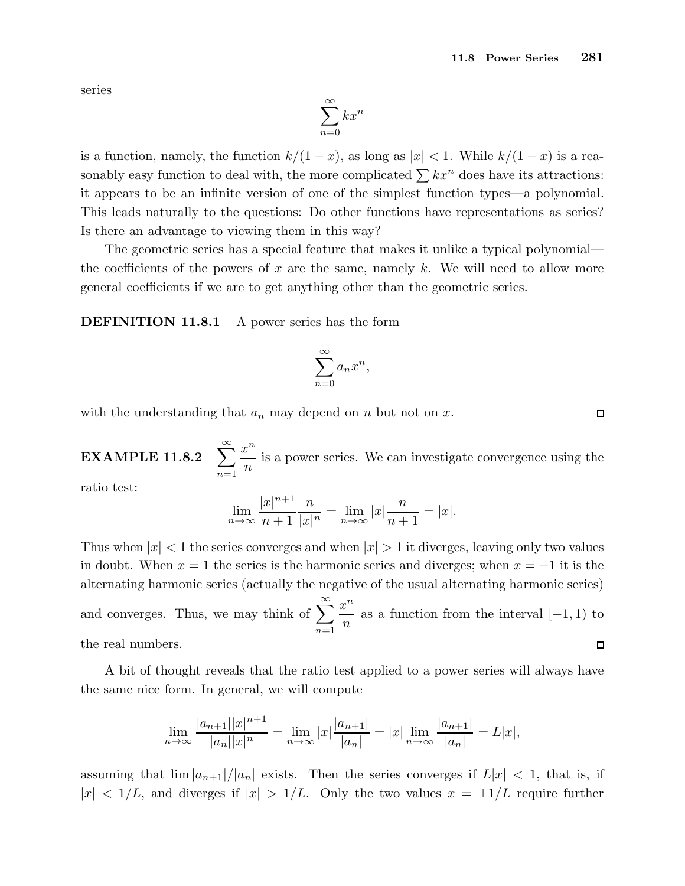series

$$\sum_{n=0}^{\infty} kx^n$$

is a function, namely, the function $k/(1-x)$, as long as $|x| < 1$. While $k/(1-x)$ is a reasonably easy function to deal with, the more complicated $\sum kx^n$ does have its attractions: it appears to be an infinite version of one of the simplest function types—a polynomial. This leads naturally to the questions: Do other functions have representations as series? Is there an advantage to viewing them in this way?

The geometric series has a special feature that makes it unlike a typical polynomial—the coefficients of the powers of $x$ are the same, namely $k$. We will need to allow more general coefficients if we are to get anything other than the geometric series.

**DEFINITION 11.8.1** A power series has the form

$$\sum_{n=0}^{\infty} a_n x^n,$$

with the understanding that $a_n$ may depend on $n$ but not on $x$. □

**EXAMPLE 11.8.2** $\displaystyle\sum_{n=1}^{\infty} \frac{x^n}{n}$ is a power series. We can investigate convergence using the ratio test:

$$\lim_{n\to\infty} \frac{|x|^{n+1}}{n+1}\frac{n}{|x|^n} = \lim_{n\to\infty} |x|\frac{n}{n+1} = |x|.$$

Thus when $|x| < 1$ the series converges and when $|x| > 1$ it diverges, leaving only two values in doubt. When $x = 1$ the series is the harmonic series and diverges; when $x = -1$ it is the alternating harmonic series (actually the negative of the usual alternating harmonic series) and converges. Thus, we may think of $\displaystyle\sum_{n=1}^{\infty} \frac{x^n}{n}$ as a function from the interval $[-1, 1)$ to the real numbers. □

A bit of thought reveals that the ratio test applied to a power series will always have the same nice form. In general, we will compute

$$\lim_{n\to\infty} \frac{|a_{n+1}||x|^{n+1}}{|a_n||x|^n} = \lim_{n\to\infty} |x|\frac{|a_{n+1}|}{|a_n|} = |x|\lim_{n\to\infty} \frac{|a_{n+1}|}{|a_n|} = L|x|,$$

assuming that $\lim |a_{n+1}|/|a_n|$ exists. Then the series converges if $L|x| < 1$, that is, if $|x| < 1/L$, and diverges if $|x| > 1/L$. Only the two values $x = \pm 1/L$ require further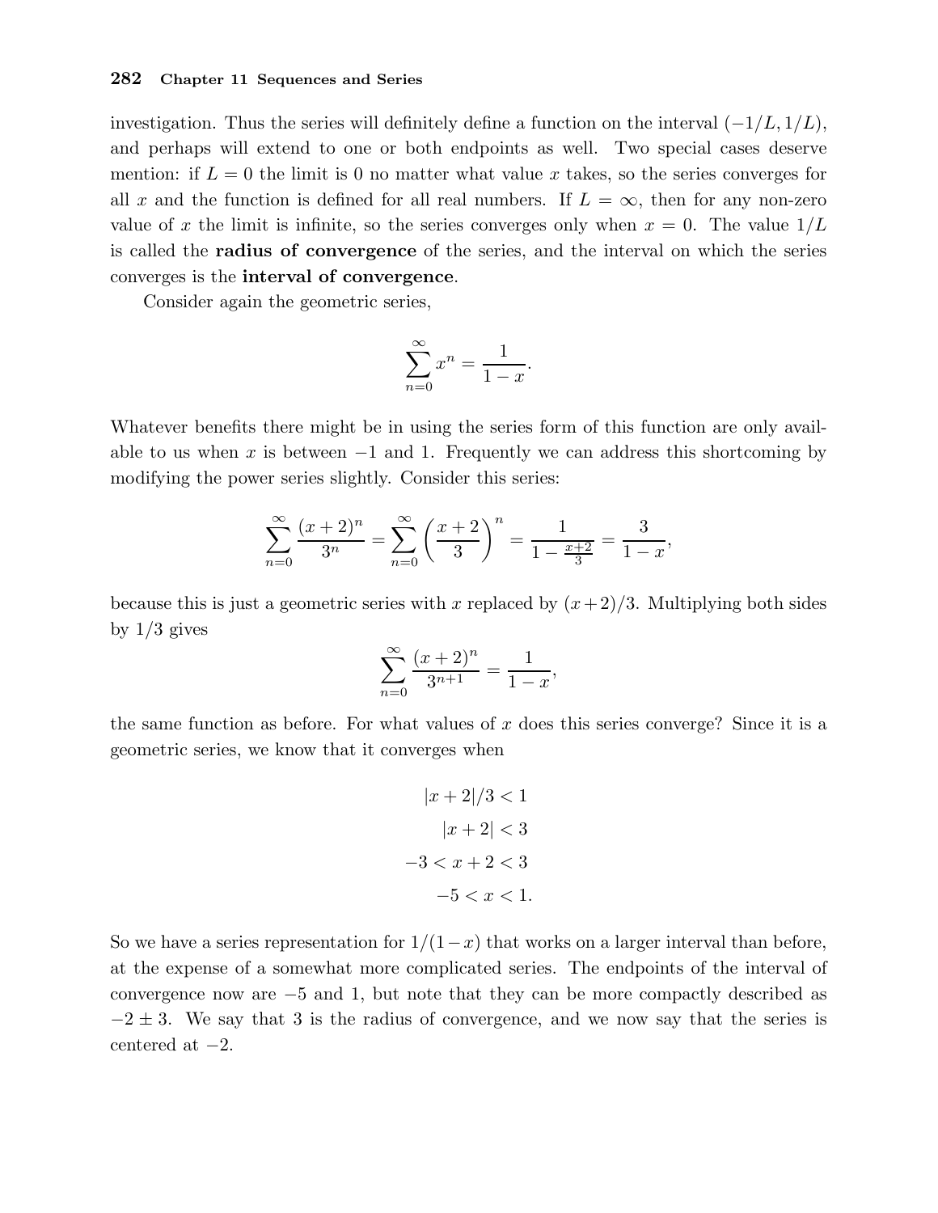investigation. Thus the series will definitely define a function on the interval $(-1/L, 1/L)$, and perhaps will extend to one or both endpoints as well. Two special cases deserve mention: if $L = 0$ the limit is 0 no matter what value $x$ takes, so the series converges for all $x$ and the function is defined for all real numbers. If $L = \infty$, then for any non-zero value of $x$ the limit is infinite, so the series converges only when $x = 0$. The value $1/L$ is called the **radius of convergence** of the series, and the interval on which the series converges is the **interval of convergence**.

Consider again the geometric series,

$$\sum_{n=0}^{\infty} x^n = \frac{1}{1-x}.$$

Whatever benefits there might be in using the series form of this function are only available to us when $x$ is between $-1$ and 1. Frequently we can address this shortcoming by modifying the power series slightly. Consider this series:

$$\sum_{n=0}^{\infty} \frac{(x+2)^n}{3^n} = \sum_{n=0}^{\infty} \left(\frac{x+2}{3}\right)^n = \frac{1}{1-\frac{x+2}{3}} = \frac{3}{1-x},$$

because this is just a geometric series with $x$ replaced by $(x+2)/3$. Multiplying both sides by $1/3$ gives

$$\sum_{n=0}^{\infty} \frac{(x+2)^n}{3^{n+1}} = \frac{1}{1-x},$$

the same function as before. For what values of $x$ does this series converge? Since it is a geometric series, we know that it converges when

$$\begin{aligned} |x+2|/3 &< 1 \\ |x+2| &< 3 \\ -3 < x+2 &< 3 \\ -5 < x &< 1. \end{aligned}$$

So we have a series representation for $1/(1-x)$ that works on a larger interval than before, at the expense of a somewhat more complicated series. The endpoints of the interval of convergence now are $-5$ and 1, but note that they can be more compactly described as $-2 \pm 3$. We say that 3 is the radius of convergence, and we now say that the series is centered at $-2$.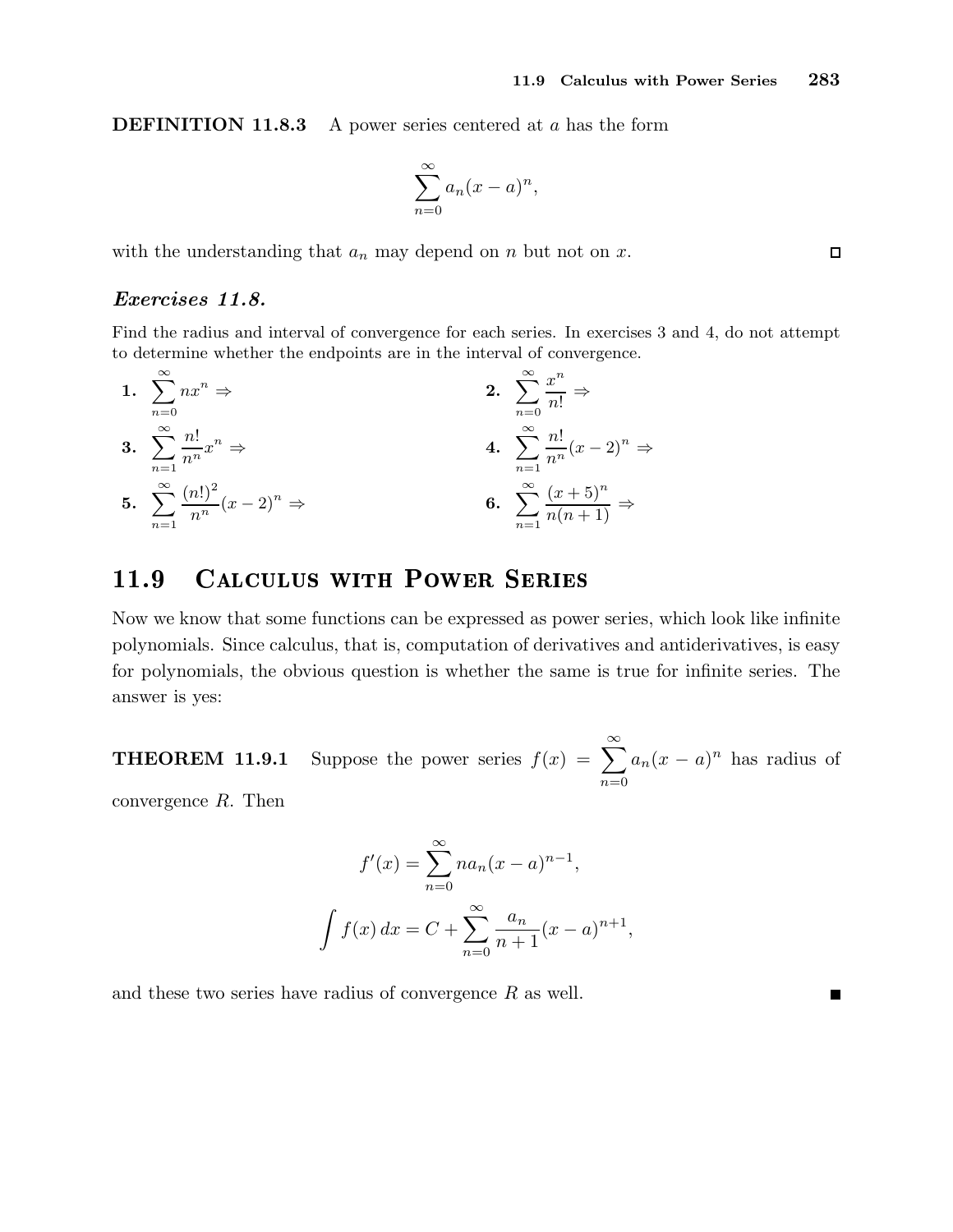**DEFINITION 11.8.3** A power series centered at $a$ has the form

$$\sum_{n=0}^{\infty} a_n (x-a)^n,$$

with the understanding that $a_n$ may depend on $n$ but not on $x$. □

### *Exercises 11.8.*

Find the radius and interval of convergence for each series. In exercises 3 and 4, do not attempt to determine whether the endpoints are in the interval of convergence.

**1.** $\displaystyle\sum_{n=0}^{\infty} nx^n \Rightarrow$

**2.** $\displaystyle\sum_{n=0}^{\infty} \frac{x^n}{n!} \Rightarrow$

**3.** $\displaystyle\sum_{n=1}^{\infty} \frac{n!}{n^n} x^n \Rightarrow$

**4.** $\displaystyle\sum_{n=1}^{\infty} \frac{n!}{n^n} (x-2)^n \Rightarrow$

**5.** $\displaystyle\sum_{n=1}^{\infty} \frac{(n!)^2}{n^n} (x-2)^n \Rightarrow$

**6.** $\displaystyle\sum_{n=1}^{\infty} \frac{(x+5)^n}{n(n+1)} \Rightarrow$

## 11.9 Calculus with Power Series

Now we know that some functions can be expressed as power series, which look like infinite polynomials. Since calculus, that is, computation of derivatives and antiderivatives, is easy for polynomials, the obvious question is whether the same is true for infinite series. The answer is yes:

**THEOREM 11.9.1** Suppose the power series $f(x) = \displaystyle\sum_{n=0}^{\infty} a_n (x-a)^n$ has radius of convergence $R$. Then

$$f'(x) = \sum_{n=0}^{\infty} n a_n (x-a)^{n-1},$$

$$\int f(x)\,dx = C + \sum_{n=0}^{\infty} \frac{a_n}{n+1} (x-a)^{n+1},$$

and these two series have radius of convergence $R$ as well. ■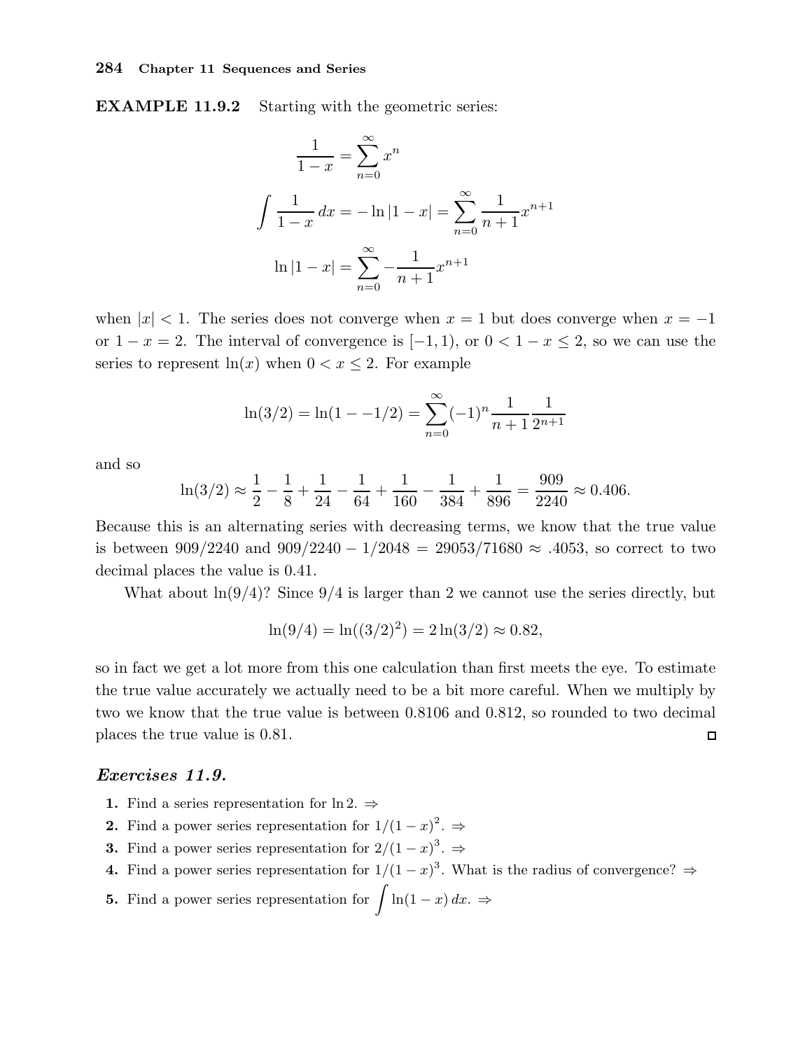**EXAMPLE 11.9.2** Starting with the geometric series:

$$\frac{1}{1-x} = \sum_{n=0}^{\infty} x^n$$

$$\int \frac{1}{1-x}\,dx = -\ln|1-x| = \sum_{n=0}^{\infty} \frac{1}{n+1}x^{n+1}$$

$$\ln|1-x| = \sum_{n=0}^{\infty} -\frac{1}{n+1}x^{n+1}$$

when $|x| < 1$. The series does not converge when $x = 1$ but does converge when $x = -1$ or $1 - x = 2$. The interval of convergence is $[-1, 1)$, or $0 < 1 - x \le 2$, so we can use the series to represent $\ln(x)$ when $0 < x \le 2$. For example

$$\ln(3/2) = \ln(1 - -1/2) = \sum_{n=0}^{\infty} (-1)^n \frac{1}{n+1}\frac{1}{2^{n+1}}$$

and so

$$\ln(3/2) \approx \frac{1}{2} - \frac{1}{8} + \frac{1}{24} - \frac{1}{64} + \frac{1}{160} - \frac{1}{384} + \frac{1}{896} = \frac{909}{2240} \approx 0.406.$$

Because this is an alternating series with decreasing terms, we know that the true value is between $909/2240$ and $909/2240 - 1/2048 = 29053/71680 \approx .4053$, so correct to two decimal places the value is 0.41.

What about $\ln(9/4)$? Since $9/4$ is larger than 2 we cannot use the series directly, but

$$\ln(9/4) = \ln((3/2)^2) = 2\ln(3/2) \approx 0.82,$$

so in fact we get a lot more from this one calculation than first meets the eye. To estimate the true value accurately we actually need to be a bit more careful. When we multiply by two we know that the true value is between 0.8106 and 0.812, so rounded to two decimal places the true value is 0.81. □

### *Exercises 11.9.*

1. Find a series representation for $\ln 2$. ⇒
2. Find a power series representation for $1/(1-x)^2$. ⇒
3. Find a power series representation for $2/(1-x)^3$. ⇒
4. Find a power series representation for $1/(1-x)^3$. What is the radius of convergence? ⇒
5. Find a power series representation for $\int \ln(1-x)\,dx$. ⇒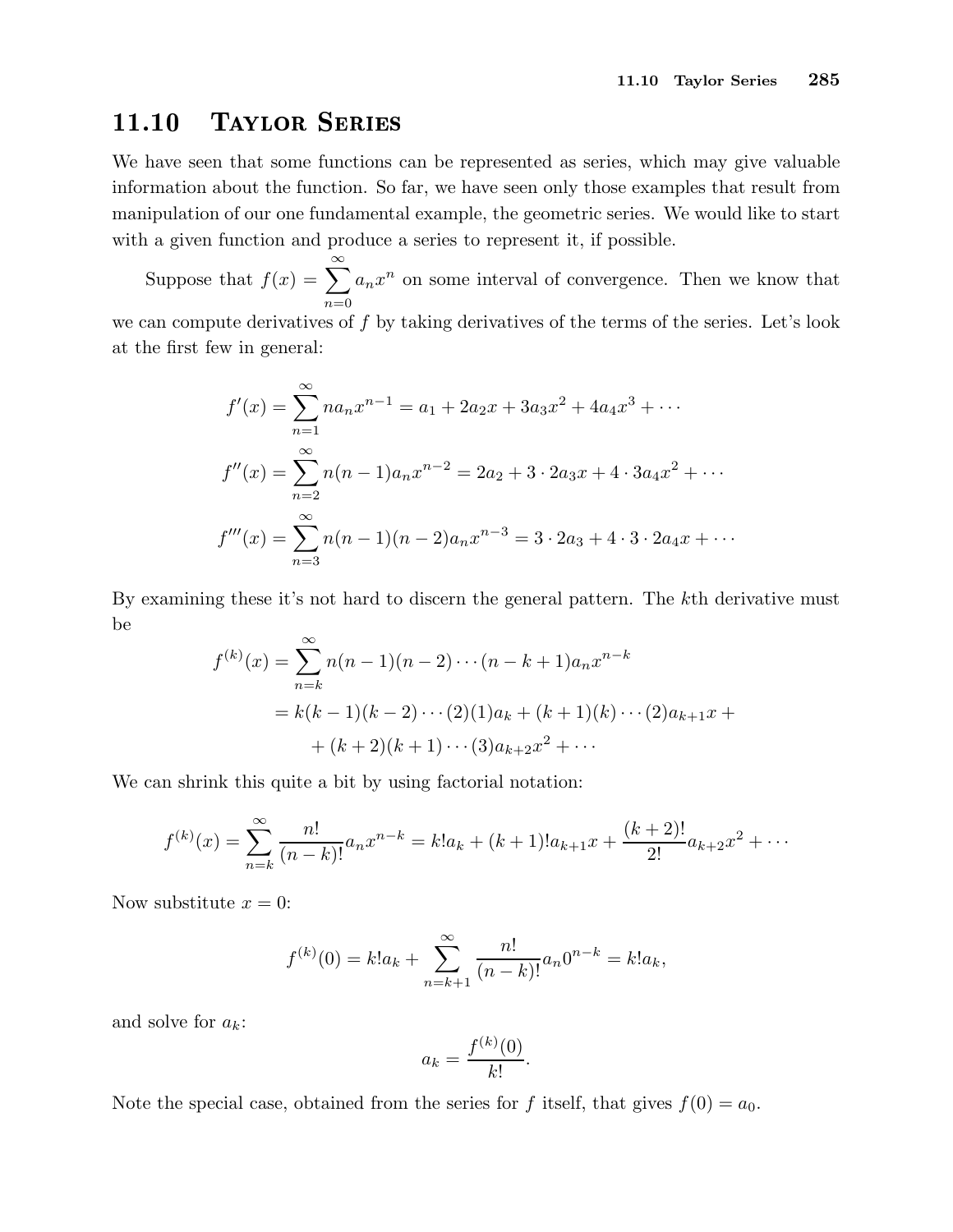## 11.10 Taylor Series

We have seen that some functions can be represented as series, which may give valuable information about the function. So far, we have seen only those examples that result from manipulation of our one fundamental example, the geometric series. We would like to start with a given function and produce a series to represent it, if possible.

Suppose that $f(x) = \sum_{n=0}^{\infty} a_n x^n$ on some interval of convergence. Then we know that we can compute derivatives of $f$ by taking derivatives of the terms of the series. Let's look at the first few in general:

$$f'(x) = \sum_{n=1}^{\infty} n a_n x^{n-1} = a_1 + 2a_2 x + 3a_3 x^2 + 4a_4 x^3 + \cdots$$

$$f''(x) = \sum_{n=2}^{\infty} n(n-1) a_n x^{n-2} = 2a_2 + 3\cdot 2a_3 x + 4\cdot 3a_4 x^2 + \cdots$$

$$f'''(x) = \sum_{n=3}^{\infty} n(n-1)(n-2) a_n x^{n-3} = 3\cdot 2a_3 + 4\cdot 3\cdot 2a_4 x + \cdots$$

By examining these it's not hard to discern the general pattern. The $k$th derivative must be

$$\begin{aligned}
f^{(k)}(x) &= \sum_{n=k}^{\infty} n(n-1)(n-2)\cdots(n-k+1) a_n x^{n-k} \\
&= k(k-1)(k-2)\cdots(2)(1)a_k + (k+1)(k)\cdots(2)a_{k+1}x + \\
&\quad + (k+2)(k+1)\cdots(3)a_{k+2}x^2 + \cdots
\end{aligned}$$

We can shrink this quite a bit by using factorial notation:

$$f^{(k)}(x) = \sum_{n=k}^{\infty} \frac{n!}{(n-k)!} a_n x^{n-k} = k!a_k + (k+1)!a_{k+1}x + \frac{(k+2)!}{2!}a_{k+2}x^2 + \cdots$$

Now substitute $x = 0$:

$$f^{(k)}(0) = k!a_k + \sum_{n=k+1}^{\infty} \frac{n!}{(n-k)!} a_n 0^{n-k} = k!a_k,$$

and solve for $a_k$:

$$a_k = \frac{f^{(k)}(0)}{k!}.$$

Note the special case, obtained from the series for $f$ itself, that gives $f(0) = a_0$.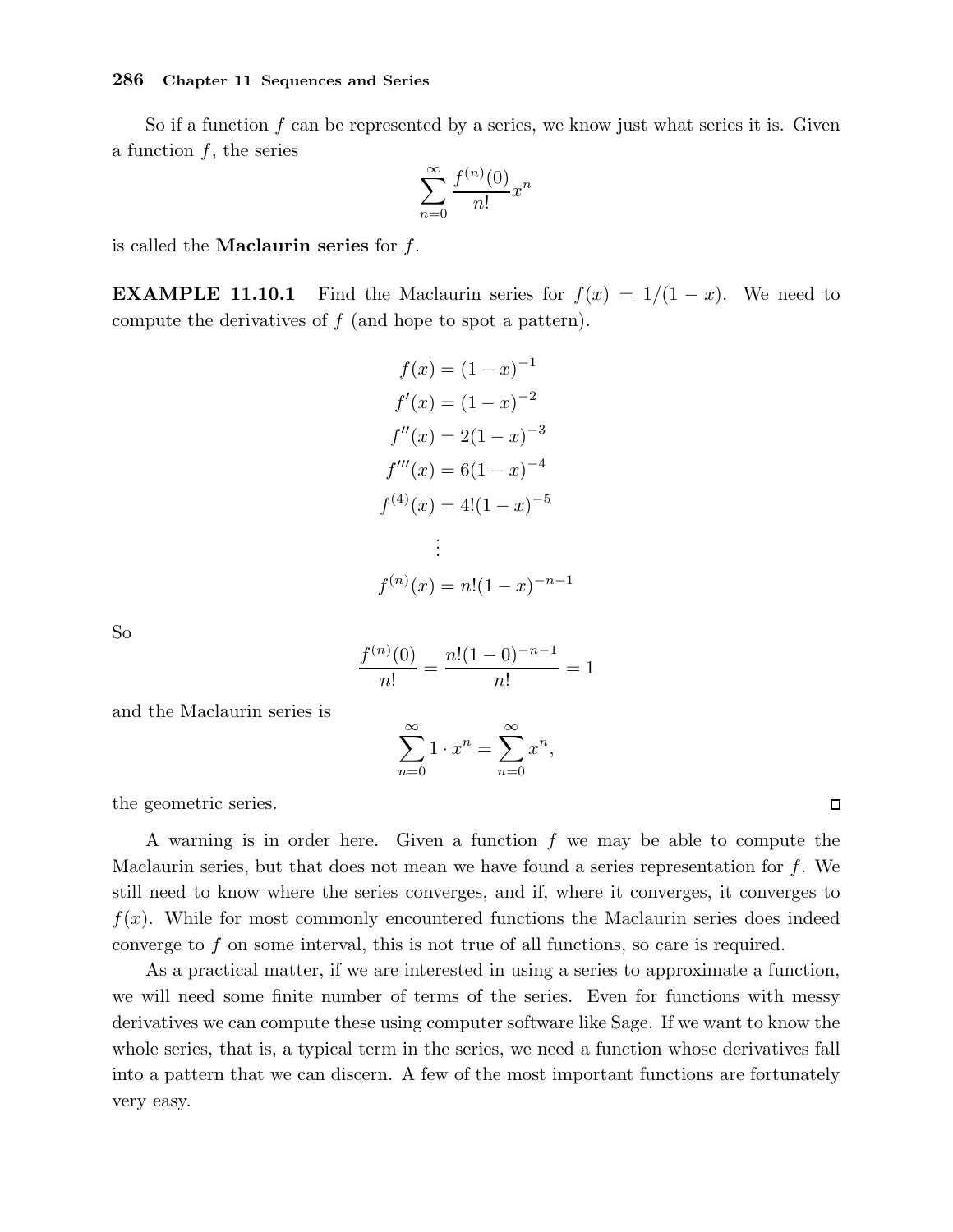So if a function $f$ can be represented by a series, we know just what series it is. Given a function $f$, the series

$$\sum_{n=0}^{\infty} \frac{f^{(n)}(0)}{n!} x^n$$

is called the **Maclaurin series** for $f$.

**EXAMPLE 11.10.1** Find the Maclaurin series for $f(x) = 1/(1-x)$. We need to compute the derivatives of $f$ (and hope to spot a pattern).

$$\begin{aligned}
f(x) &= (1-x)^{-1} \\
f'(x) &= (1-x)^{-2} \\
f''(x) &= 2(1-x)^{-3} \\
f'''(x) &= 6(1-x)^{-4} \\
f^{(4)}(x) &= 4!(1-x)^{-5} \\
&\vdots \\
f^{(n)}(x) &= n!(1-x)^{-n-1}
\end{aligned}$$

So

$$\frac{f^{(n)}(0)}{n!} = \frac{n!(1-0)^{-n-1}}{n!} = 1$$

and the Maclaurin series is

$$\sum_{n=0}^{\infty} 1 \cdot x^n = \sum_{n=0}^{\infty} x^n,$$

the geometric series. □

A warning is in order here. Given a function $f$ we may be able to compute the Maclaurin series, but that does not mean we have found a series representation for $f$. We still need to know where the series converges, and if, where it converges, it converges to $f(x)$. While for most commonly encountered functions the Maclaurin series does indeed converge to $f$ on some interval, this is not true of all functions, so care is required.

As a practical matter, if we are interested in using a series to approximate a function, we will need some finite number of terms of the series. Even for functions with messy derivatives we can compute these using computer software like Sage. If we want to know the whole series, that is, a typical term in the series, we need a function whose derivatives fall into a pattern that we can discern. A few of the most important functions are fortunately very easy.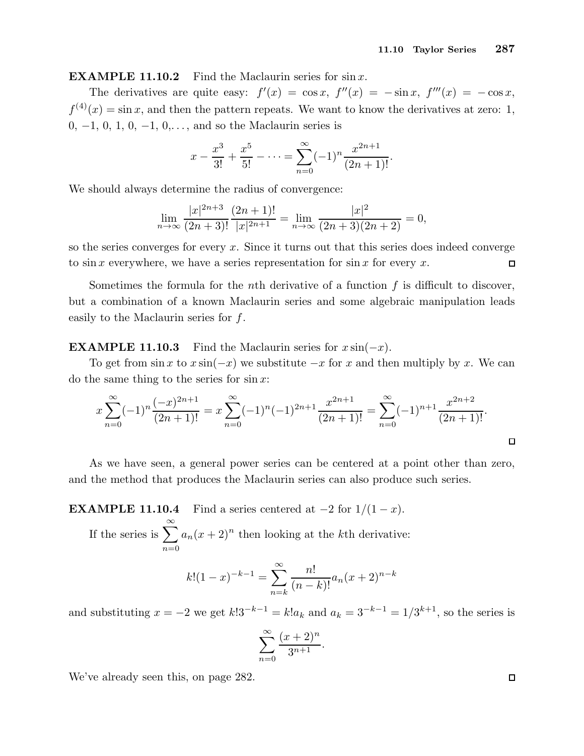**EXAMPLE 11.10.2** Find the Maclaurin series for $\sin x$.

The derivatives are quite easy: $f'(x) = \cos x$, $f''(x) = -\sin x$, $f'''(x) = -\cos x$, $f^{(4)}(x) = \sin x$, and then the pattern repeats. We want to know the derivatives at zero: 1, 0, $-1$, 0, 1, 0, $-1$, 0,..., and so the Maclaurin series is

$$x - \frac{x^3}{3!} + \frac{x^5}{5!} - \cdots = \sum_{n=0}^{\infty} (-1)^n \frac{x^{2n+1}}{(2n+1)!}.$$

We should always determine the radius of convergence:

$$\lim_{n\to\infty} \frac{|x|^{2n+3}}{(2n+3)!} \frac{(2n+1)!}{|x|^{2n+1}} = \lim_{n\to\infty} \frac{|x|^2}{(2n+3)(2n+2)} = 0,$$

so the series converges for every $x$. Since it turns out that this series does indeed converge to $\sin x$ everywhere, we have a series representation for $\sin x$ for every $x$. □

Sometimes the formula for the $n$th derivative of a function $f$ is difficult to discover, but a combination of a known Maclaurin series and some algebraic manipulation leads easily to the Maclaurin series for $f$.

**EXAMPLE 11.10.3** Find the Maclaurin series for $x \sin(-x)$.

To get from $\sin x$ to $x \sin(-x)$ we substitute $-x$ for $x$ and then multiply by $x$. We can do the same thing to the series for $\sin x$:

$$x \sum_{n=0}^{\infty} (-1)^n \frac{(-x)^{2n+1}}{(2n+1)!} = x \sum_{n=0}^{\infty} (-1)^n (-1)^{2n+1} \frac{x^{2n+1}}{(2n+1)!} = \sum_{n=0}^{\infty} (-1)^{n+1} \frac{x^{2n+2}}{(2n+1)!}.$$

□

As we have seen, a general power series can be centered at a point other than zero, and the method that produces the Maclaurin series can also produce such series.

**EXAMPLE 11.10.4** Find a series centered at $-2$ for $1/(1-x)$.

If the series is $\displaystyle\sum_{n=0}^{\infty} a_n (x+2)^n$ then looking at the $k$th derivative:

$$k!(1-x)^{-k-1} = \sum_{n=k}^{\infty} \frac{n!}{(n-k)!} a_n (x+2)^{n-k}$$

and substituting $x = -2$ we get $k! 3^{-k-1} = k! a_k$ and $a_k = 3^{-k-1} = 1/3^{k+1}$, so the series is

$$\sum_{n=0}^{\infty} \frac{(x+2)^n}{3^{n+1}}.$$

We've already seen this, on page 282. □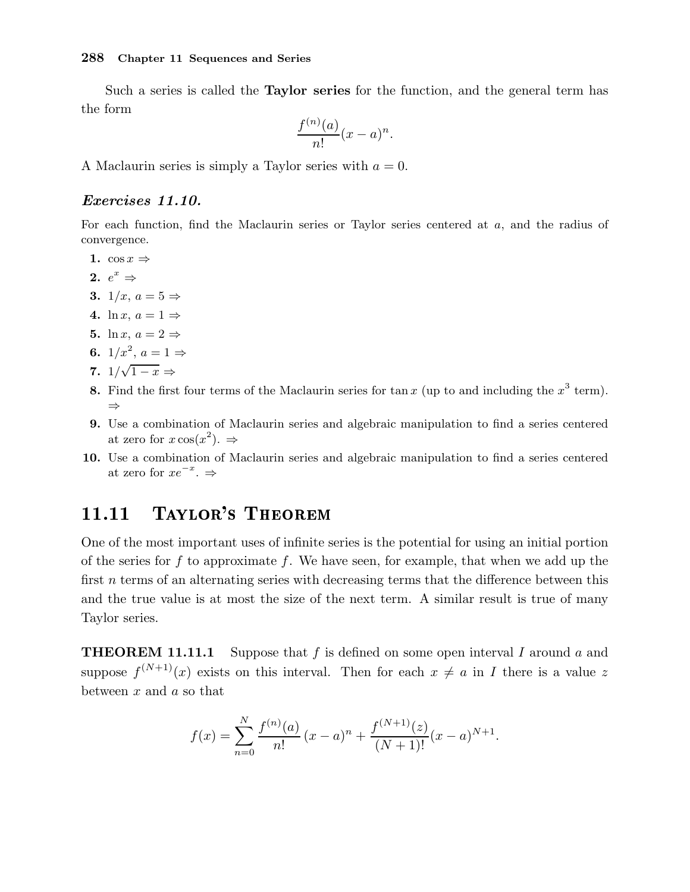Such a series is called the **Taylor series** for the function, and the general term has the form

$$\frac{f^{(n)}(a)}{n!}(x-a)^n.$$

A Maclaurin series is simply a Taylor series with $a = 0$.

### *Exercises 11.10.*

For each function, find the Maclaurin series or Taylor series centered at $a$, and the radius of convergence.

1. $\cos x \Rightarrow$
2. $e^x \Rightarrow$
3. $1/x$, $a = 5 \Rightarrow$
4. $\ln x$, $a = 1 \Rightarrow$
5. $\ln x$, $a = 2 \Rightarrow$
6. $1/x^2$, $a = 1 \Rightarrow$
7. $1/\sqrt{1-x} \Rightarrow$
8. Find the first four terms of the Maclaurin series for $\tan x$ (up to and including the $x^3$ term). $\Rightarrow$
9. Use a combination of Maclaurin series and algebraic manipulation to find a series centered at zero for $x\cos(x^2)$. $\Rightarrow$
10. Use a combination of Maclaurin series and algebraic manipulation to find a series centered at zero for $xe^{-x}$. $\Rightarrow$

## 11.11 Taylor's Theorem

One of the most important uses of infinite series is the potential for using an initial portion of the series for $f$ to approximate $f$. We have seen, for example, that when we add up the first $n$ terms of an alternating series with decreasing terms that the difference between this and the true value is at most the size of the next term. A similar result is true of many Taylor series.

**THEOREM 11.11.1** Suppose that $f$ is defined on some open interval $I$ around $a$ and suppose $f^{(N+1)}(x)$ exists on this interval. Then for each $x \neq a$ in $I$ there is a value $z$ between $x$ and $a$ so that

$$f(x) = \sum_{n=0}^{N} \frac{f^{(n)}(a)}{n!}(x-a)^n + \frac{f^{(N+1)}(z)}{(N+1)!}(x-a)^{N+1}.$$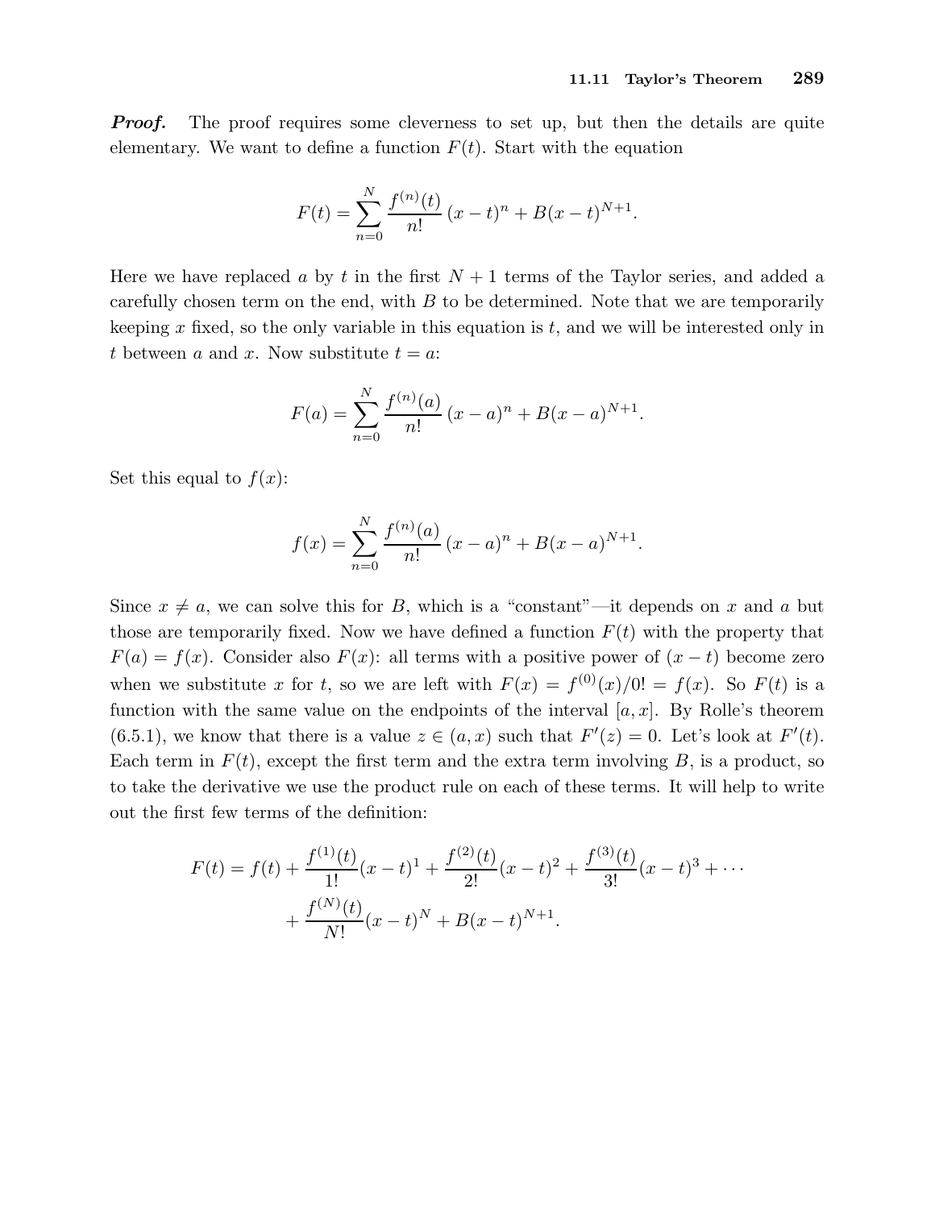***Proof.*** The proof requires some cleverness to set up, but then the details are quite elementary. We want to define a function $F(t)$. Start with the equation

$$F(t) = \sum_{n=0}^{N} \frac{f^{(n)}(t)}{n!}(x-t)^n + B(x-t)^{N+1}.$$

Here we have replaced $a$ by $t$ in the first $N+1$ terms of the Taylor series, and added a carefully chosen term on the end, with $B$ to be determined. Note that we are temporarily keeping $x$ fixed, so the only variable in this equation is $t$, and we will be interested only in $t$ between $a$ and $x$. Now substitute $t = a$:

$$F(a) = \sum_{n=0}^{N} \frac{f^{(n)}(a)}{n!}(x-a)^n + B(x-a)^{N+1}.$$

Set this equal to $f(x)$:

$$f(x) = \sum_{n=0}^{N} \frac{f^{(n)}(a)}{n!}(x-a)^n + B(x-a)^{N+1}.$$

Since $x \neq a$, we can solve this for $B$, which is a "constant"—it depends on $x$ and $a$ but those are temporarily fixed. Now we have defined a function $F(t)$ with the property that $F(a) = f(x)$. Consider also $F(x)$: all terms with a positive power of $(x-t)$ become zero when we substitute $x$ for $t$, so we are left with $F(x) = f^{(0)}(x)/0! = f(x)$. So $F(t)$ is a function with the same value on the endpoints of the interval $[a, x]$. By Rolle's theorem (6.5.1), we know that there is a value $z \in (a, x)$ such that $F'(z) = 0$. Let's look at $F'(t)$. Each term in $F(t)$, except the first term and the extra term involving $B$, is a product, so to take the derivative we use the product rule on each of these terms. It will help to write out the first few terms of the definition:

$$\begin{aligned} F(t) = f(t) &+ \frac{f^{(1)}(t)}{1!}(x-t)^1 + \frac{f^{(2)}(t)}{2!}(x-t)^2 + \frac{f^{(3)}(t)}{3!}(x-t)^3 + \cdots \\ &+ \frac{f^{(N)}(t)}{N!}(x-t)^N + B(x-t)^{N+1}. \end{aligned}$$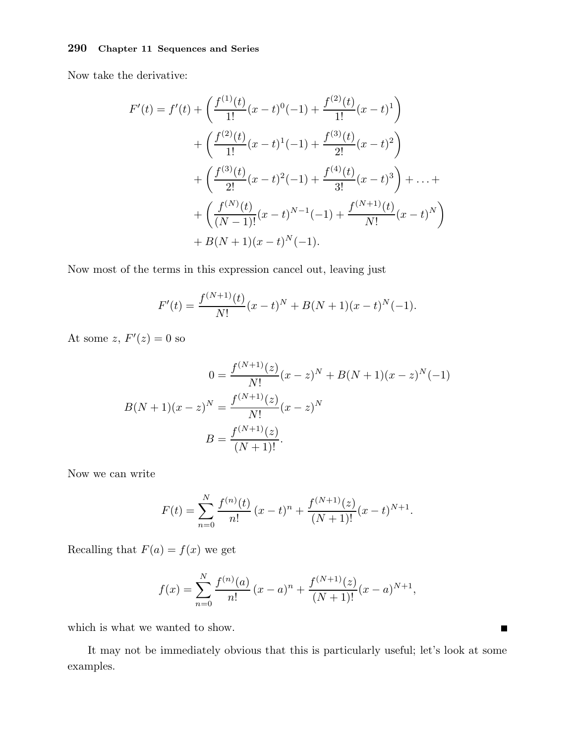Now take the derivative:

$$
\begin{aligned}
F'(t) = f'(t) &+ \left( \frac{f^{(1)}(t)}{1!}(x-t)^0(-1) + \frac{f^{(2)}(t)}{1!}(x-t)^1 \right) \\
&+ \left( \frac{f^{(2)}(t)}{1!}(x-t)^1(-1) + \frac{f^{(3)}(t)}{2!}(x-t)^2 \right) \\
&+ \left( \frac{f^{(3)}(t)}{2!}(x-t)^2(-1) + \frac{f^{(4)}(t)}{3!}(x-t)^3 \right) + \ldots + \\
&+ \left( \frac{f^{(N)}(t)}{(N-1)!}(x-t)^{N-1}(-1) + \frac{f^{(N+1)}(t)}{N!}(x-t)^N \right) \\
&+ B(N+1)(x-t)^N(-1).
\end{aligned}
$$

Now most of the terms in this expression cancel out, leaving just

$$
F'(t) = \frac{f^{(N+1)}(t)}{N!}(x-t)^N + B(N+1)(x-t)^N(-1).
$$

At some $z$, $F'(z) = 0$ so

$$
\begin{aligned}
0 &= \frac{f^{(N+1)}(z)}{N!}(x-z)^N + B(N+1)(x-z)^N(-1) \\
B(N+1)(x-z)^N &= \frac{f^{(N+1)}(z)}{N!}(x-z)^N \\
B &= \frac{f^{(N+1)}(z)}{(N+1)!}.
\end{aligned}
$$

Now we can write

$$
F(t) = \sum_{n=0}^{N} \frac{f^{(n)}(t)}{n!}(x-t)^n + \frac{f^{(N+1)}(z)}{(N+1)!}(x-t)^{N+1}.
$$

Recalling that $F(a) = f(x)$ we get

$$
f(x) = \sum_{n=0}^{N} \frac{f^{(n)}(a)}{n!}(x-a)^n + \frac{f^{(N+1)}(z)}{(N+1)!}(x-a)^{N+1},
$$

which is what we wanted to show. ∎

It may not be immediately obvious that this is particularly useful; let's look at some examples.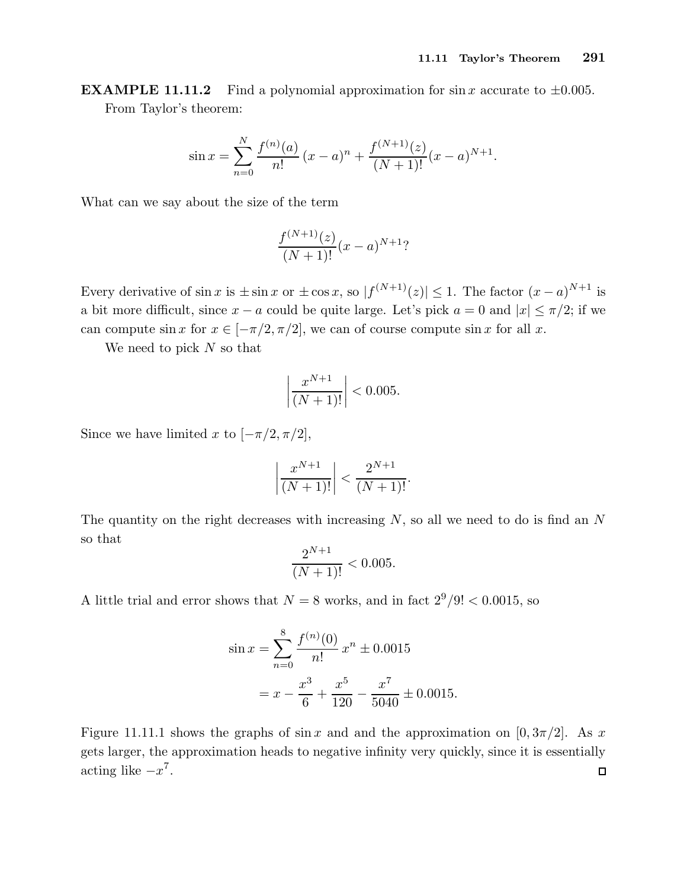**EXAMPLE 11.11.2** Find a polynomial approximation for $\sin x$ accurate to $\pm 0.005$.

From Taylor's theorem:

$$\sin x = \sum_{n=0}^{N} \frac{f^{(n)}(a)}{n!}(x-a)^n + \frac{f^{(N+1)}(z)}{(N+1)!}(x-a)^{N+1}.$$

What can we say about the size of the term

$$\frac{f^{(N+1)}(z)}{(N+1)!}(x-a)^{N+1}?$$

Every derivative of $\sin x$ is $\pm \sin x$ or $\pm \cos x$, so $|f^{(N+1)}(z)| \le 1$. The factor $(x-a)^{N+1}$ is a bit more difficult, since $x-a$ could be quite large. Let's pick $a = 0$ and $|x| \le \pi/2$; if we can compute $\sin x$ for $x \in [-\pi/2, \pi/2]$, we can of course compute $\sin x$ for all $x$.

We need to pick $N$ so that

$$\left|\frac{x^{N+1}}{(N+1)!}\right| < 0.005.$$

Since we have limited $x$ to $[-\pi/2, \pi/2]$,

$$\left|\frac{x^{N+1}}{(N+1)!}\right| < \frac{2^{N+1}}{(N+1)!}.$$

The quantity on the right decreases with increasing $N$, so all we need to do is find an $N$ so that

$$\frac{2^{N+1}}{(N+1)!} < 0.005.$$

A little trial and error shows that $N = 8$ works, and in fact $2^9/9! < 0.0015$, so

$$\begin{aligned}
\sin x &= \sum_{n=0}^{8} \frac{f^{(n)}(0)}{n!} x^n \pm 0.0015 \\
&= x - \frac{x^3}{6} + \frac{x^5}{120} - \frac{x^7}{5040} \pm 0.0015.
\end{aligned}$$

Figure 11.11.1 shows the graphs of $\sin x$ and and the approximation on $[0, 3\pi/2]$. As $x$ gets larger, the approximation heads to negative infinity very quickly, since it is essentially acting like $-x^7$. □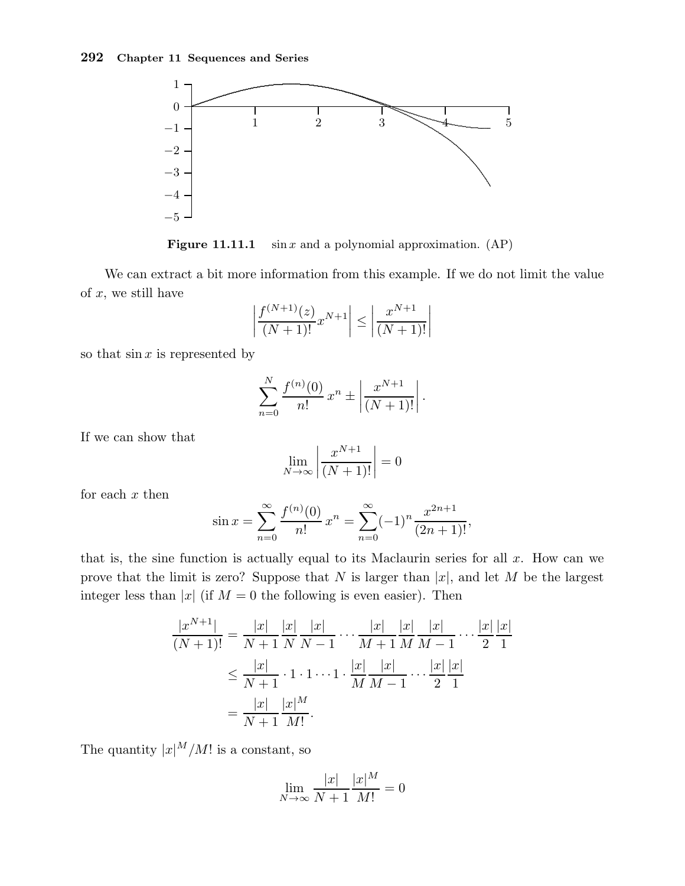**Figure 11.11.1** $\sin x$ and a polynomial approximation. (AP)

We can extract a bit more information from this example. If we do not limit the value of $x$, we still have

$$\left|\frac{f^{(N+1)}(z)}{(N+1)!}x^{N+1}\right| \le \left|\frac{x^{N+1}}{(N+1)!}\right|$$

so that $\sin x$ is represented by

$$\sum_{n=0}^{N} \frac{f^{(n)}(0)}{n!}\,x^n \pm \left|\frac{x^{N+1}}{(N+1)!}\right|.$$

If we can show that

$$\lim_{N\to\infty} \left|\frac{x^{N+1}}{(N+1)!}\right| = 0$$

for each $x$ then

$$\sin x = \sum_{n=0}^{\infty} \frac{f^{(n)}(0)}{n!}\,x^n = \sum_{n=0}^{\infty} (-1)^n \frac{x^{2n+1}}{(2n+1)!},$$

that is, the sine function is actually equal to its Maclaurin series for all $x$. How can we prove that the limit is zero? Suppose that $N$ is larger than $|x|$, and let $M$ be the largest integer less than $|x|$ (if $M = 0$ the following is even easier). Then

$$\begin{aligned}
\frac{|x^{N+1}|}{(N+1)!} &= \frac{|x|}{N+1}\frac{|x|}{N}\frac{|x|}{N-1}\cdots\frac{|x|}{M+1}\frac{|x|}{M}\frac{|x|}{M-1}\cdots\frac{|x|}{2}\frac{|x|}{1} \\
&\le \frac{|x|}{N+1}\cdot 1\cdot 1 \cdots 1 \cdot \frac{|x|}{M}\frac{|x|}{M-1}\cdots\frac{|x|}{2}\frac{|x|}{1} \\
&= \frac{|x|}{N+1}\frac{|x|^M}{M!}.
\end{aligned}$$

The quantity $|x|^M/M!$ is a constant, so

$$\lim_{N\to\infty} \frac{|x|}{N+1}\frac{|x|^M}{M!} = 0$$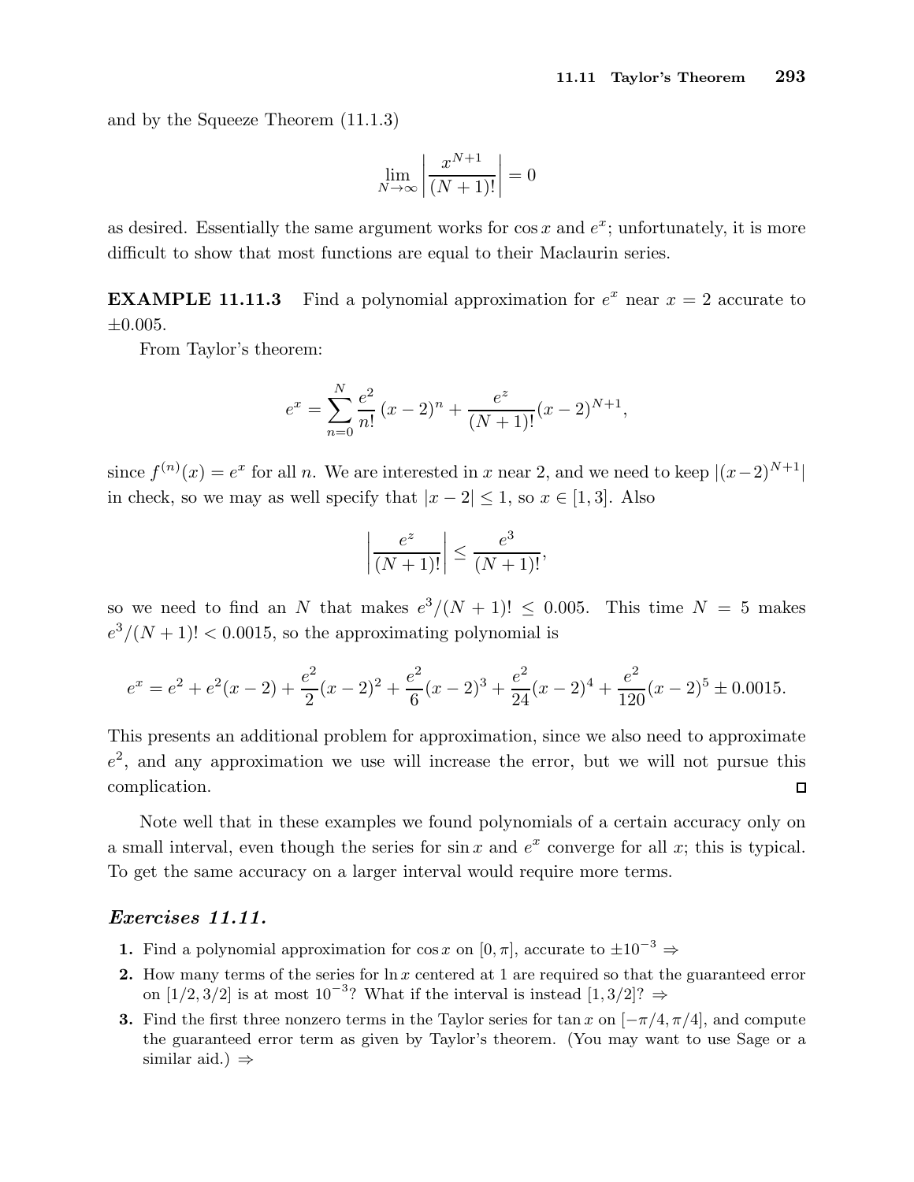and by the Squeeze Theorem (11.1.3)

$$\lim_{N\to\infty} \left|\frac{x^{N+1}}{(N+1)!}\right| = 0$$

as desired. Essentially the same argument works for $\cos x$ and $e^x$; unfortunately, it is more difficult to show that most functions are equal to their Maclaurin series.

**EXAMPLE 11.11.3** Find a polynomial approximation for $e^x$ near $x = 2$ accurate to $\pm 0.005$.

From Taylor's theorem:

$$e^x = \sum_{n=0}^{N} \frac{e^2}{n!}(x-2)^n + \frac{e^z}{(N+1)!}(x-2)^{N+1},$$

since $f^{(n)}(x) = e^x$ for all $n$. We are interested in $x$ near 2, and we need to keep $|(x-2)^{N+1}|$ in check, so we may as well specify that $|x-2| \le 1$, so $x \in [1,3]$. Also

$$\left|\frac{e^z}{(N+1)!}\right| \le \frac{e^3}{(N+1)!},$$

so we need to find an $N$ that makes $e^3/(N+1)! \le 0.005$. This time $N = 5$ makes $e^3/(N+1)! < 0.0015$, so the approximating polynomial is

$$e^x = e^2 + e^2(x-2) + \frac{e^2}{2}(x-2)^2 + \frac{e^2}{6}(x-2)^3 + \frac{e^2}{24}(x-2)^4 + \frac{e^2}{120}(x-2)^5 \pm 0.0015.$$

This presents an additional problem for approximation, since we also need to approximate $e^2$, and any approximation we use will increase the error, but we will not pursue this complication. □

Note well that in these examples we found polynomials of a certain accuracy only on a small interval, even though the series for $\sin x$ and $e^x$ converge for all $x$; this is typical. To get the same accuracy on a larger interval would require more terms.

### *Exercises 11.11.*

1. Find a polynomial approximation for $\cos x$ on $[0, \pi]$, accurate to $\pm 10^{-3}$ ⇒
2. How many terms of the series for $\ln x$ centered at 1 are required so that the guaranteed error on $[1/2, 3/2]$ is at most $10^{-3}$? What if the interval is instead $[1, 3/2]$? ⇒
3. Find the first three nonzero terms in the Taylor series for $\tan x$ on $[-\pi/4, \pi/4]$, and compute the guaranteed error term as given by Taylor's theorem. (You may want to use Sage or a similar aid.) ⇒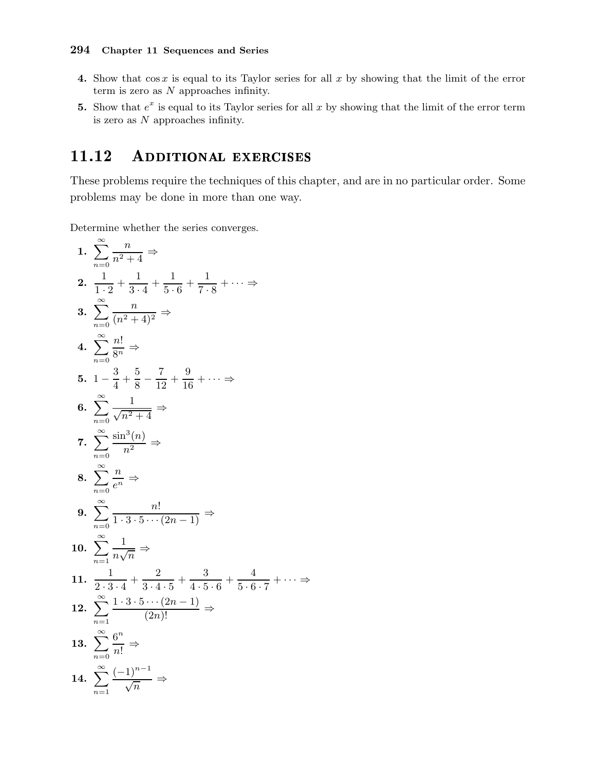4. Show that $\cos x$ is equal to its Taylor series for all $x$ by showing that the limit of the error term is zero as $N$ approaches infinity.

5. Show that $e^x$ is equal to its Taylor series for all $x$ by showing that the limit of the error term is zero as $N$ approaches infinity.

## 11.12 Additional exercises

These problems require the techniques of this chapter, and are in no particular order. Some problems may be done in more than one way.

Determine whether the series converges.

**1.** $\displaystyle\sum_{n=0}^{\infty} \frac{n}{n^2+4} \Rightarrow$

**2.** $\displaystyle\frac{1}{1\cdot 2} + \frac{1}{3\cdot 4} + \frac{1}{5\cdot 6} + \frac{1}{7\cdot 8} + \cdots \Rightarrow$

**3.** $\displaystyle\sum_{n=0}^{\infty} \frac{n}{(n^2+4)^2} \Rightarrow$

**4.** $\displaystyle\sum_{n=0}^{\infty} \frac{n!}{8^n} \Rightarrow$

**5.** $\displaystyle 1 - \frac{3}{4} + \frac{5}{8} - \frac{7}{12} + \frac{9}{16} + \cdots \Rightarrow$

**6.** $\displaystyle\sum_{n=0}^{\infty} \frac{1}{\sqrt{n^2+4}} \Rightarrow$

**7.** $\displaystyle\sum_{n=0}^{\infty} \frac{\sin^3(n)}{n^2} \Rightarrow$

**8.** $\displaystyle\sum_{n=0}^{\infty} \frac{n}{e^n} \Rightarrow$

**9.** $\displaystyle\sum_{n=0}^{\infty} \frac{n!}{1\cdot 3\cdot 5\cdots(2n-1)} \Rightarrow$

**10.** $\displaystyle\sum_{n=1}^{\infty} \frac{1}{n\sqrt{n}} \Rightarrow$

**11.** $\displaystyle\frac{1}{2\cdot 3\cdot 4} + \frac{2}{3\cdot 4\cdot 5} + \frac{3}{4\cdot 5\cdot 6} + \frac{4}{5\cdot 6\cdot 7} + \cdots \Rightarrow$

**12.** $\displaystyle\sum_{n=1}^{\infty} \frac{1\cdot 3\cdot 5\cdots(2n-1)}{(2n)!} \Rightarrow$

**13.** $\displaystyle\sum_{n=0}^{\infty} \frac{6^n}{n!} \Rightarrow$

**14.** $\displaystyle\sum_{n=1}^{\infty} \frac{(-1)^{n-1}}{\sqrt{n}} \Rightarrow$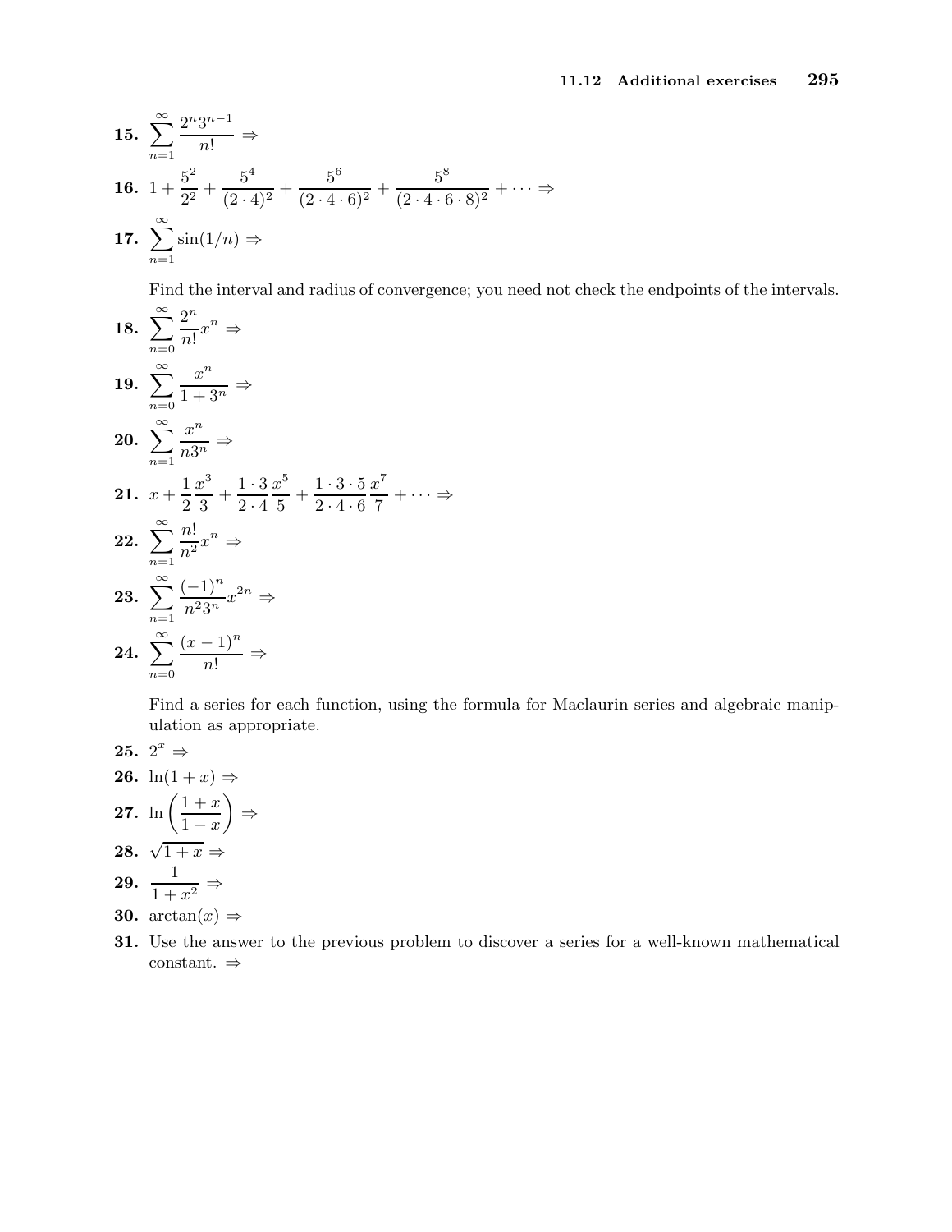**15.** $\displaystyle\sum_{n=1}^{\infty} \frac{2^n 3^{n-1}}{n!} \Rightarrow$

**16.** $\displaystyle 1 + \frac{5^2}{2^2} + \frac{5^4}{(2 \cdot 4)^2} + \frac{5^6}{(2 \cdot 4 \cdot 6)^2} + \frac{5^8}{(2 \cdot 4 \cdot 6 \cdot 8)^2} + \cdots \Rightarrow$

**17.** $\displaystyle\sum_{n=1}^{\infty} \sin(1/n) \Rightarrow$

Find the interval and radius of convergence; you need not check the endpoints of the intervals.

**18.** $\displaystyle\sum_{n=0}^{\infty} \frac{2^n}{n!} x^n \Rightarrow$

**19.** $\displaystyle\sum_{n=0}^{\infty} \frac{x^n}{1+3^n} \Rightarrow$

**20.** $\displaystyle\sum_{n=1}^{\infty} \frac{x^n}{n 3^n} \Rightarrow$

**21.** $\displaystyle x + \frac{1}{2}\frac{x^3}{3} + \frac{1 \cdot 3}{2 \cdot 4}\frac{x^5}{5} + \frac{1 \cdot 3 \cdot 5}{2 \cdot 4 \cdot 6}\frac{x^7}{7} + \cdots \Rightarrow$

**22.** $\displaystyle\sum_{n=1}^{\infty} \frac{n!}{n^2} x^n \Rightarrow$

**23.** $\displaystyle\sum_{n=1}^{\infty} \frac{(-1)^n}{n^2 3^n} x^{2n} \Rightarrow$

**24.** $\displaystyle\sum_{n=0}^{\infty} \frac{(x-1)^n}{n!} \Rightarrow$

Find a series for each function, using the formula for Maclaurin series and algebraic manipulation as appropriate.

**25.** $2^x \Rightarrow$

**26.** $\ln(1+x) \Rightarrow$

**27.** $\displaystyle\ln\left(\frac{1+x}{1-x}\right) \Rightarrow$

**28.** $\sqrt{1+x} \Rightarrow$

**29.** $\displaystyle\frac{1}{1+x^2} \Rightarrow$

**30.** $\arctan(x) \Rightarrow$

**31.** Use the answer to the previous problem to discover a series for a well-known mathematical constant. $\Rightarrow$